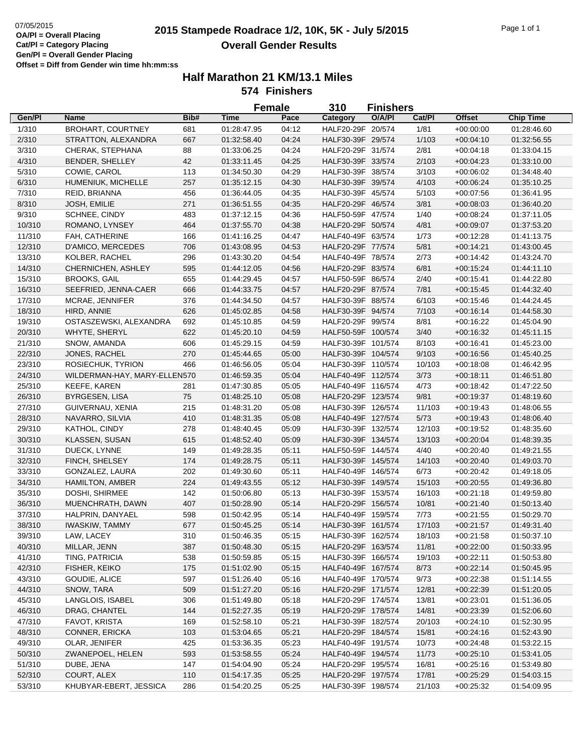07/05/2015

**OA/Pl = Overall Placing**
**Cat/Pl = Category Placing**
**Gen/Pl = Overall Gender Placing**
**Offset = Diff from Gender win time hh:mm:ss**

# 2015 Stampede Roadrace 1/2, 10K, 5K - July 5/2015

## Overall Gender Results

### Half Marathon 21 KM/13.1 Miles

**574 Finishers**

**Female 310 Finishers**

| Gen/Pl | Name | Bib# | Time | Pace | Category | O/A/Pl | Cat/Pl | Offset | Chip Time |
|---|---|---|---|---|---|---|---|---|---|
| 1/310 | BROHART, COURTNEY | 681 | 01:28:47.95 | 04:12 | HALF20-29F | 20/574 | 1/81 | +00:00:00 | 01:28:46.60 |
| 2/310 | STRATTON, ALEXANDRA | 667 | 01:32:58.40 | 04:24 | HALF30-39F | 29/574 | 1/103 | +00:04:10 | 01:32:56.55 |
| 3/310 | CHERAK, STEPHANA | 88 | 01:33:06.25 | 04:24 | HALF20-29F | 31/574 | 2/81 | +00:04:18 | 01:33:04.15 |
| 4/310 | BENDER, SHELLEY | 42 | 01:33:11.45 | 04:25 | HALF30-39F | 33/574 | 2/103 | +00:04:23 | 01:33:10.00 |
| 5/310 | COWIE, CAROL | 113 | 01:34:50.30 | 04:29 | HALF30-39F | 38/574 | 3/103 | +00:06:02 | 01:34:48.40 |
| 6/310 | HUMENIUK, MICHELLE | 257 | 01:35:12.15 | 04:30 | HALF30-39F | 39/574 | 4/103 | +00:06:24 | 01:35:10.25 |
| 7/310 | REID, BRIANNA | 456 | 01:36:44.05 | 04:35 | HALF30-39F | 45/574 | 5/103 | +00:07:56 | 01:36:41.95 |
| 8/310 | JOSH, EMILIE | 271 | 01:36:51.55 | 04:35 | HALF20-29F | 46/574 | 3/81 | +00:08:03 | 01:36:40.20 |
| 9/310 | SCHNEE, CINDY | 483 | 01:37:12.15 | 04:36 | HALF50-59F | 47/574 | 1/40 | +00:08:24 | 01:37:11.05 |
| 10/310 | ROMANO, LYNSEY | 464 | 01:37:55.70 | 04:38 | HALF20-29F | 50/574 | 4/81 | +00:09:07 | 01:37:53.20 |
| 11/310 | FAH, CATHERINE | 166 | 01:41:16.25 | 04:47 | HALF40-49F | 63/574 | 1/73 | +00:12:28 | 01:41:13.75 |
| 12/310 | D'AMICO, MERCEDES | 706 | 01:43:08.95 | 04:53 | HALF20-29F | 77/574 | 5/81 | +00:14:21 | 01:43:00.45 |
| 13/310 | KOLBER, RACHEL | 296 | 01:43:30.20 | 04:54 | HALF40-49F | 78/574 | 2/73 | +00:14:42 | 01:43:24.70 |
| 14/310 | CHERNICHEN, ASHLEY | 595 | 01:44:12.05 | 04:56 | HALF20-29F | 83/574 | 6/81 | +00:15:24 | 01:44:11.10 |
| 15/310 | BROOKS, GAIL | 655 | 01:44:29.45 | 04:57 | HALF50-59F | 86/574 | 2/40 | +00:15:41 | 01:44:22.80 |
| 16/310 | SEEFRIED, JENNA-CAER | 666 | 01:44:33.75 | 04:57 | HALF20-29F | 87/574 | 7/81 | +00:15:45 | 01:44:32.40 |
| 17/310 | MCRAE, JENNIFER | 376 | 01:44:34.50 | 04:57 | HALF30-39F | 88/574 | 6/103 | +00:15:46 | 01:44:24.45 |
| 18/310 | HIRD, ANNIE | 626 | 01:45:02.85 | 04:58 | HALF30-39F | 94/574 | 7/103 | +00:16:14 | 01:44:58.30 |
| 19/310 | OSTASZEWSKI, ALEXANDRA | 692 | 01:45:10.85 | 04:59 | HALF20-29F | 99/574 | 8/81 | +00:16:22 | 01:45:04.90 |
| 20/310 | WHYTE, SHERYL | 622 | 01:45:20.10 | 04:59 | HALF50-59F | 100/574 | 3/40 | +00:16:32 | 01:45:11.15 |
| 21/310 | SNOW, AMANDA | 606 | 01:45:29.15 | 04:59 | HALF30-39F | 101/574 | 8/103 | +00:16:41 | 01:45:23.00 |
| 22/310 | JONES, RACHEL | 270 | 01:45:44.65 | 05:00 | HALF30-39F | 104/574 | 9/103 | +00:16:56 | 01:45:40.25 |
| 23/310 | ROSIECHUK, TYRION | 466 | 01:46:56.05 | 05:04 | HALF30-39F | 110/574 | 10/103 | +00:18:08 | 01:46:42.95 |
| 24/310 | WILDERMAN-HAY, MARY-ELLEN | 570 | 01:46:59.35 | 05:04 | HALF40-49F | 112/574 | 3/73 | +00:18:11 | 01:46:51.80 |
| 25/310 | KEEFE, KAREN | 281 | 01:47:30.85 | 05:05 | HALF40-49F | 116/574 | 4/73 | +00:18:42 | 01:47:22.50 |
| 26/310 | BYRGESEN, LISA | 75 | 01:48:25.10 | 05:08 | HALF20-29F | 123/574 | 9/81 | +00:19:37 | 01:48:19.60 |
| 27/310 | GUIVERNAU, XENIA | 215 | 01:48:31.20 | 05:08 | HALF30-39F | 126/574 | 11/103 | +00:19:43 | 01:48:06.55 |
| 28/310 | NAVARRO, SILVIA | 410 | 01:48:31.35 | 05:08 | HALF40-49F | 127/574 | 5/73 | +00:19:43 | 01:48:06.40 |
| 29/310 | KATHOL, CINDY | 278 | 01:48:40.45 | 05:09 | HALF30-39F | 132/574 | 12/103 | +00:19:52 | 01:48:35.60 |
| 30/310 | KLASSEN, SUSAN | 615 | 01:48:52.40 | 05:09 | HALF30-39F | 134/574 | 13/103 | +00:20:04 | 01:48:39.35 |
| 31/310 | DUECK, LYNNE | 149 | 01:49:28.35 | 05:11 | HALF50-59F | 144/574 | 4/40 | +00:20:40 | 01:49:21.55 |
| 32/310 | FINCH, SHELSEY | 174 | 01:49:28.75 | 05:11 | HALF30-39F | 145/574 | 14/103 | +00:20:40 | 01:49:03.70 |
| 33/310 | GONZALEZ, LAURA | 202 | 01:49:30.60 | 05:11 | HALF40-49F | 146/574 | 6/73 | +00:20:42 | 01:49:18.05 |
| 34/310 | HAMILTON, AMBER | 224 | 01:49:43.55 | 05:12 | HALF30-39F | 149/574 | 15/103 | +00:20:55 | 01:49:36.80 |
| 35/310 | DOSHI, SHIRMEE | 142 | 01:50:06.80 | 05:13 | HALF30-39F | 153/574 | 16/103 | +00:21:18 | 01:49:59.80 |
| 36/310 | MUENCHRATH, DAWN | 407 | 01:50:28.90 | 05:14 | HALF20-29F | 156/574 | 10/81 | +00:21:40 | 01:50:13.40 |
| 37/310 | HALPRIN, DANYAEL | 598 | 01:50:42.95 | 05:14 | HALF40-49F | 159/574 | 7/73 | +00:21:55 | 01:50:29.70 |
| 38/310 | IWASKIW, TAMMY | 677 | 01:50:45.25 | 05:14 | HALF30-39F | 161/574 | 17/103 | +00:21:57 | 01:49:31.40 |
| 39/310 | LAW, LACEY | 310 | 01:50:46.35 | 05:15 | HALF30-39F | 162/574 | 18/103 | +00:21:58 | 01:50:37.10 |
| 40/310 | MILLAR, JENN | 387 | 01:50:48.30 | 05:15 | HALF20-29F | 163/574 | 11/81 | +00:22:00 | 01:50:33.95 |
| 41/310 | TING, PATRICIA | 538 | 01:50:59.85 | 05:15 | HALF30-39F | 166/574 | 19/103 | +00:22:11 | 01:50:53.80 |
| 42/310 | FISHER, KEIKO | 175 | 01:51:02.90 | 05:15 | HALF40-49F | 167/574 | 8/73 | +00:22:14 | 01:50:45.95 |
| 43/310 | GOUDIE, ALICE | 597 | 01:51:26.40 | 05:16 | HALF40-49F | 170/574 | 9/73 | +00:22:38 | 01:51:14.55 |
| 44/310 | SNOW, TARA | 509 | 01:51:27.20 | 05:16 | HALF20-29F | 171/574 | 12/81 | +00:22:39 | 01:51:20.05 |
| 45/310 | LANGLOIS, ISABEL | 306 | 01:51:49.80 | 05:18 | HALF20-29F | 174/574 | 13/81 | +00:23:01 | 01:51:36.05 |
| 46/310 | DRAG, CHANTEL | 144 | 01:52:27.35 | 05:19 | HALF20-29F | 178/574 | 14/81 | +00:23:39 | 01:52:06.60 |
| 47/310 | FAVOT, KRISTA | 169 | 01:52:58.10 | 05:21 | HALF30-39F | 182/574 | 20/103 | +00:24:10 | 01:52:30.95 |
| 48/310 | CONNER, ERICKA | 103 | 01:53:04.65 | 05:21 | HALF20-29F | 184/574 | 15/81 | +00:24:16 | 01:52:43.90 |
| 49/310 | OLAR, JENIFER | 425 | 01:53:36.35 | 05:23 | HALF40-49F | 191/574 | 10/73 | +00:24:48 | 01:53:22.15 |
| 50/310 | ZWANEPOEL, HELEN | 593 | 01:53:58.55 | 05:24 | HALF40-49F | 194/574 | 11/73 | +00:25:10 | 01:53:41.05 |
| 51/310 | DUBE, JENA | 147 | 01:54:04.90 | 05:24 | HALF20-29F | 195/574 | 16/81 | +00:25:16 | 01:53:49.80 |
| 52/310 | COURT, ALEX | 110 | 01:54:17.35 | 05:25 | HALF20-29F | 197/574 | 17/81 | +00:25:29 | 01:54:03.15 |
| 53/310 | KHUBYAR-EBERT, JESSICA | 286 | 01:54:20.25 | 05:25 | HALF30-39F | 198/574 | 21/103 | +00:25:32 | 01:54:09.95 |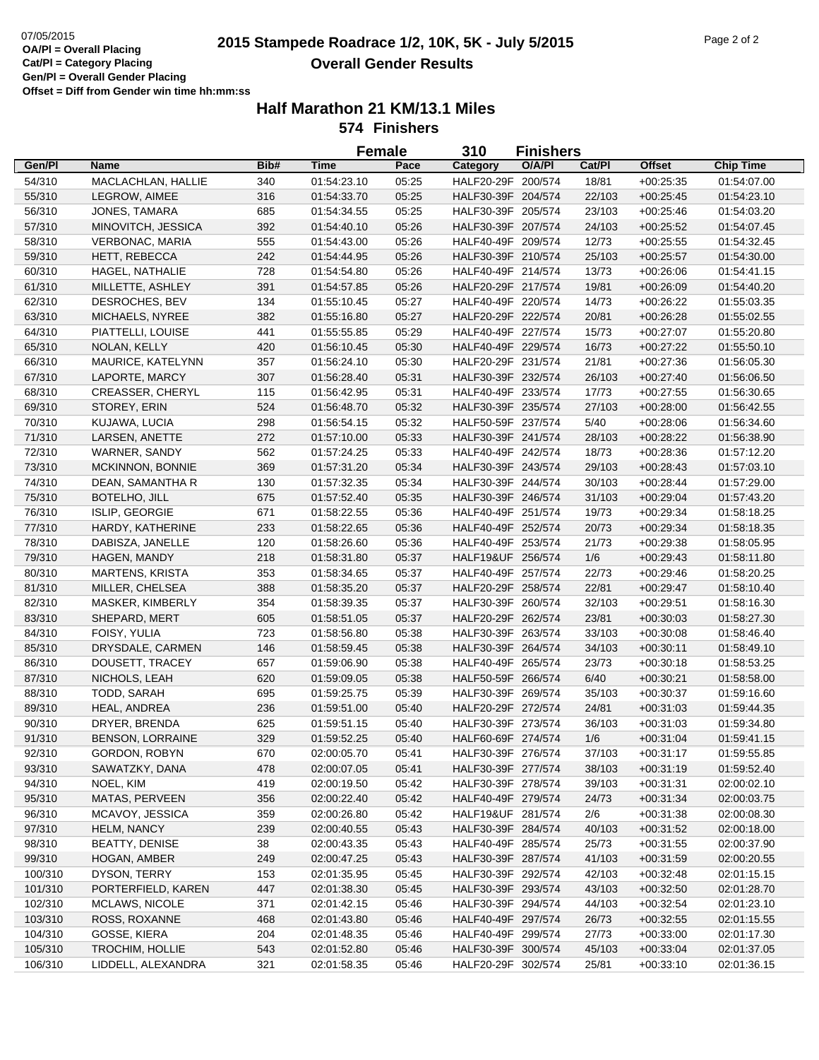07/05/2015

**OA/Pl = Overall Placing**
**Cat/Pl = Category Placing**
**Gen/Pl = Overall Gender Placing**
**Offset = Diff from Gender win time hh:mm:ss**

# 2015 Stampede Roadrace 1/2, 10K, 5K - July 5/2015

## Overall Gender Results

### Half Marathon 21 KM/13.1 Miles

**574 Finishers**

**Female 310 Finishers**

| Gen/Pl | Name | Bib# | Time | Pace | Category | O/A/Pl | Cat/Pl | Offset | Chip Time |
|---|---|---|---|---|---|---|---|---|---|
| 54/310 | MACLACHLAN, HALLIE | 340 | 01:54:23.10 | 05:25 | HALF20-29F | 200/574 | 18/81 | +00:25:35 | 01:54:07.00 |
| 55/310 | LEGROW, AIMEE | 316 | 01:54:33.70 | 05:25 | HALF30-39F | 204/574 | 22/103 | +00:25:45 | 01:54:23.10 |
| 56/310 | JONES, TAMARA | 685 | 01:54:34.55 | 05:25 | HALF30-39F | 205/574 | 23/103 | +00:25:46 | 01:54:03.20 |
| 57/310 | MINOVITCH, JESSICA | 392 | 01:54:40.10 | 05:26 | HALF30-39F | 207/574 | 24/103 | +00:25:52 | 01:54:07.45 |
| 58/310 | VERBONAC, MARIA | 555 | 01:54:43.00 | 05:26 | HALF40-49F | 209/574 | 12/73 | +00:25:55 | 01:54:32.45 |
| 59/310 | HETT, REBECCA | 242 | 01:54:44.95 | 05:26 | HALF30-39F | 210/574 | 25/103 | +00:25:57 | 01:54:30.00 |
| 60/310 | HAGEL, NATHALIE | 728 | 01:54:54.80 | 05:26 | HALF40-49F | 214/574 | 13/73 | +00:26:06 | 01:54:41.15 |
| 61/310 | MILLETTE, ASHLEY | 391 | 01:54:57.85 | 05:26 | HALF20-29F | 217/574 | 19/81 | +00:26:09 | 01:54:40.20 |
| 62/310 | DESROCHES, BEV | 134 | 01:55:10.45 | 05:27 | HALF40-49F | 220/574 | 14/73 | +00:26:22 | 01:55:03.35 |
| 63/310 | MICHAELS, NYREE | 382 | 01:55:16.80 | 05:27 | HALF20-29F | 222/574 | 20/81 | +00:26:28 | 01:55:02.55 |
| 64/310 | PIATTELLI, LOUISE | 441 | 01:55:55.85 | 05:29 | HALF40-49F | 227/574 | 15/73 | +00:27:07 | 01:55:20.80 |
| 65/310 | NOLAN, KELLY | 420 | 01:56:10.45 | 05:30 | HALF40-49F | 229/574 | 16/73 | +00:27:22 | 01:55:50.10 |
| 66/310 | MAURICE, KATELYNN | 357 | 01:56:24.10 | 05:30 | HALF20-29F | 231/574 | 21/81 | +00:27:36 | 01:56:05.30 |
| 67/310 | LAPORTE, MARCY | 307 | 01:56:28.40 | 05:31 | HALF30-39F | 232/574 | 26/103 | +00:27:40 | 01:56:06.50 |
| 68/310 | CREASSER, CHERYL | 115 | 01:56:42.95 | 05:31 | HALF40-49F | 233/574 | 17/73 | +00:27:55 | 01:56:30.65 |
| 69/310 | STOREY, ERIN | 524 | 01:56:48.70 | 05:32 | HALF30-39F | 235/574 | 27/103 | +00:28:00 | 01:56:42.55 |
| 70/310 | KUJAWA, LUCIA | 298 | 01:56:54.15 | 05:32 | HALF50-59F | 237/574 | 5/40 | +00:28:06 | 01:56:34.60 |
| 71/310 | LARSEN, ANETTE | 272 | 01:57:10.00 | 05:33 | HALF30-39F | 241/574 | 28/103 | +00:28:22 | 01:56:38.90 |
| 72/310 | WARNER, SANDY | 562 | 01:57:24.25 | 05:33 | HALF40-49F | 242/574 | 18/73 | +00:28:36 | 01:57:12.20 |
| 73/310 | MCKINNON, BONNIE | 369 | 01:57:31.20 | 05:34 | HALF30-39F | 243/574 | 29/103 | +00:28:43 | 01:57:03.10 |
| 74/310 | DEAN, SAMANTHA R | 130 | 01:57:32.35 | 05:34 | HALF30-39F | 244/574 | 30/103 | +00:28:44 | 01:57:29.00 |
| 75/310 | BOTELHO, JILL | 675 | 01:57:52.40 | 05:35 | HALF30-39F | 246/574 | 31/103 | +00:29:04 | 01:57:43.20 |
| 76/310 | ISLIP, GEORGIE | 671 | 01:58:22.55 | 05:36 | HALF40-49F | 251/574 | 19/73 | +00:29:34 | 01:58:18.25 |
| 77/310 | HARDY, KATHERINE | 233 | 01:58:22.65 | 05:36 | HALF40-49F | 252/574 | 20/73 | +00:29:34 | 01:58:18.35 |
| 78/310 | DABISZA, JANELLE | 120 | 01:58:26.60 | 05:36 | HALF40-49F | 253/574 | 21/73 | +00:29:38 | 01:58:05.95 |
| 79/310 | HAGEN, MANDY | 218 | 01:58:31.80 | 05:37 | HALF19&UF | 256/574 | 1/6 | +00:29:43 | 01:58:11.80 |
| 80/310 | MARTENS, KRISTA | 353 | 01:58:34.65 | 05:37 | HALF40-49F | 257/574 | 22/73 | +00:29:46 | 01:58:20.25 |
| 81/310 | MILLER, CHELSEA | 388 | 01:58:35.20 | 05:37 | HALF20-29F | 258/574 | 22/81 | +00:29:47 | 01:58:10.40 |
| 82/310 | MASKER, KIMBERLY | 354 | 01:58:39.35 | 05:37 | HALF30-39F | 260/574 | 32/103 | +00:29:51 | 01:58:16.30 |
| 83/310 | SHEPARD, MERT | 605 | 01:58:51.05 | 05:37 | HALF20-29F | 262/574 | 23/81 | +00:30:03 | 01:58:27.30 |
| 84/310 | FOISY, YULIA | 723 | 01:58:56.80 | 05:38 | HALF30-39F | 263/574 | 33/103 | +00:30:08 | 01:58:46.40 |
| 85/310 | DRYSDALE, CARMEN | 146 | 01:58:59.45 | 05:38 | HALF30-39F | 264/574 | 34/103 | +00:30:11 | 01:58:49.10 |
| 86/310 | DOUSETT, TRACEY | 657 | 01:59:06.90 | 05:38 | HALF40-49F | 265/574 | 23/73 | +00:30:18 | 01:58:53.25 |
| 87/310 | NICHOLS, LEAH | 620 | 01:59:09.05 | 05:38 | HALF50-59F | 266/574 | 6/40 | +00:30:21 | 01:58:58.00 |
| 88/310 | TODD, SARAH | 695 | 01:59:25.75 | 05:39 | HALF30-39F | 269/574 | 35/103 | +00:30:37 | 01:59:16.60 |
| 89/310 | HEAL, ANDREA | 236 | 01:59:51.00 | 05:40 | HALF20-29F | 272/574 | 24/81 | +00:31:03 | 01:59:44.35 |
| 90/310 | DRYER, BRENDA | 625 | 01:59:51.15 | 05:40 | HALF30-39F | 273/574 | 36/103 | +00:31:03 | 01:59:34.80 |
| 91/310 | BENSON, LORRAINE | 329 | 01:59:52.25 | 05:40 | HALF60-69F | 274/574 | 1/6 | +00:31:04 | 01:59:41.15 |
| 92/310 | GORDON, ROBYN | 670 | 02:00:05.70 | 05:41 | HALF30-39F | 276/574 | 37/103 | +00:31:17 | 01:59:55.85 |
| 93/310 | SAWATZKY, DANA | 478 | 02:00:07.05 | 05:41 | HALF30-39F | 277/574 | 38/103 | +00:31:19 | 01:59:52.40 |
| 94/310 | NOEL, KIM | 419 | 02:00:19.50 | 05:42 | HALF30-39F | 278/574 | 39/103 | +00:31:31 | 02:00:02.10 |
| 95/310 | MATAS, PERVEEN | 356 | 02:00:22.40 | 05:42 | HALF40-49F | 279/574 | 24/73 | +00:31:34 | 02:00:03.75 |
| 96/310 | MCAVOY, JESSICA | 359 | 02:00:26.80 | 05:42 | HALF19&UF | 281/574 | 2/6 | +00:31:38 | 02:00:08.30 |
| 97/310 | HELM, NANCY | 239 | 02:00:40.55 | 05:43 | HALF30-39F | 284/574 | 40/103 | +00:31:52 | 02:00:18.00 |
| 98/310 | BEATTY, DENISE | 38 | 02:00:43.35 | 05:43 | HALF40-49F | 285/574 | 25/73 | +00:31:55 | 02:00:37.90 |
| 99/310 | HOGAN, AMBER | 249 | 02:00:47.25 | 05:43 | HALF30-39F | 287/574 | 41/103 | +00:31:59 | 02:00:20.55 |
| 100/310 | DYSON, TERRY | 153 | 02:01:35.95 | 05:45 | HALF30-39F | 292/574 | 42/103 | +00:32:48 | 02:01:15.15 |
| 101/310 | PORTERFIELD, KAREN | 447 | 02:01:38.30 | 05:45 | HALF30-39F | 293/574 | 43/103 | +00:32:50 | 02:01:28.70 |
| 102/310 | MCLAWS, NICOLE | 371 | 02:01:42.15 | 05:46 | HALF30-39F | 294/574 | 44/103 | +00:32:54 | 02:01:23.10 |
| 103/310 | ROSS, ROXANNE | 468 | 02:01:43.80 | 05:46 | HALF40-49F | 297/574 | 26/73 | +00:32:55 | 02:01:15.55 |
| 104/310 | GOSSE, KIERA | 204 | 02:01:48.35 | 05:46 | HALF40-49F | 299/574 | 27/73 | +00:33:00 | 02:01:17.30 |
| 105/310 | TROCHIM, HOLLIE | 543 | 02:01:52.80 | 05:46 | HALF30-39F | 300/574 | 45/103 | +00:33:04 | 02:01:37.05 |
| 106/310 | LIDDELL, ALEXANDRA | 321 | 02:01:58.35 | 05:46 | HALF20-29F | 302/574 | 25/81 | +00:33:10 | 02:01:36.15 |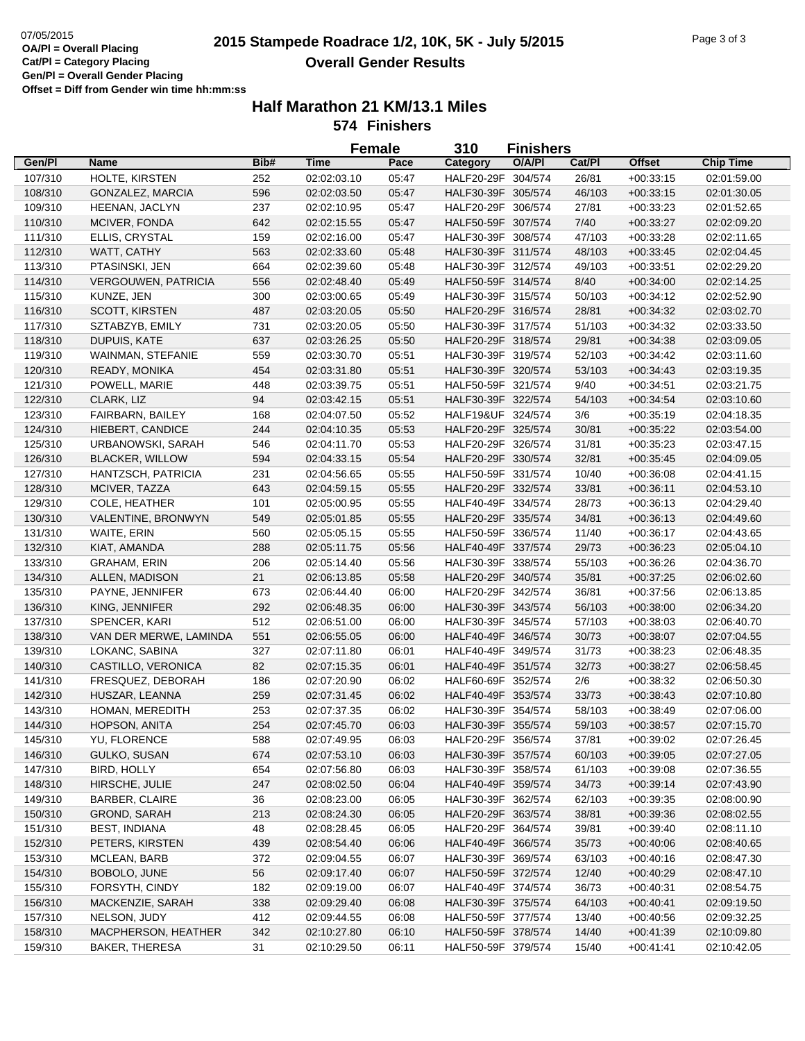07/05/2015
**OA/Pl = Overall Placing**
**Cat/Pl = Category Placing**
**Gen/Pl = Overall Gender Placing**
**Offset = Diff from Gender win time hh:mm:ss**

# 2015 Stampede Roadrace 1/2, 10K, 5K - July 5/2015

## Overall Gender Results

### Half Marathon 21 KM/13.1 Miles

**574 Finishers**

**Female 310 Finishers**

| Gen/Pl | Name | Bib# | Time | Pace | Category | O/A/Pl | Cat/Pl | Offset | Chip Time |
|---|---|---|---|---|---|---|---|---|---|
| 107/310 | HOLTE, KIRSTEN | 252 | 02:02:03.10 | 05:47 | HALF20-29F | 304/574 | 26/81 | +00:33:15 | 02:01:59.00 |
| 108/310 | GONZALEZ, MARCIA | 596 | 02:02:03.50 | 05:47 | HALF30-39F | 305/574 | 46/103 | +00:33:15 | 02:01:30.05 |
| 109/310 | HEENAN, JACLYN | 237 | 02:02:10.95 | 05:47 | HALF20-29F | 306/574 | 27/81 | +00:33:23 | 02:01:52.65 |
| 110/310 | MCIVER, FONDA | 642 | 02:02:15.55 | 05:47 | HALF50-59F | 307/574 | 7/40 | +00:33:27 | 02:02:09.20 |
| 111/310 | ELLIS, CRYSTAL | 159 | 02:02:16.00 | 05:47 | HALF30-39F | 308/574 | 47/103 | +00:33:28 | 02:02:11.65 |
| 112/310 | WATT, CATHY | 563 | 02:02:33.60 | 05:48 | HALF30-39F | 311/574 | 48/103 | +00:33:45 | 02:02:04.45 |
| 113/310 | PTASINSKI, JEN | 664 | 02:02:39.60 | 05:48 | HALF30-39F | 312/574 | 49/103 | +00:33:51 | 02:02:29.20 |
| 114/310 | VERGOUWEN, PATRICIA | 556 | 02:02:48.40 | 05:49 | HALF50-59F | 314/574 | 8/40 | +00:34:00 | 02:02:14.25 |
| 115/310 | KUNZE, JEN | 300 | 02:03:00.65 | 05:49 | HALF30-39F | 315/574 | 50/103 | +00:34:12 | 02:02:52.90 |
| 116/310 | SCOTT, KIRSTEN | 487 | 02:03:20.05 | 05:50 | HALF20-29F | 316/574 | 28/81 | +00:34:32 | 02:03:02.70 |
| 117/310 | SZTABZYB, EMILY | 731 | 02:03:20.05 | 05:50 | HALF30-39F | 317/574 | 51/103 | +00:34:32 | 02:03:33.50 |
| 118/310 | DUPUIS, KATE | 637 | 02:03:26.25 | 05:50 | HALF20-29F | 318/574 | 29/81 | +00:34:38 | 02:03:09.05 |
| 119/310 | WAINMAN, STEFANIE | 559 | 02:03:30.70 | 05:51 | HALF30-39F | 319/574 | 52/103 | +00:34:42 | 02:03:11.60 |
| 120/310 | READY, MONIKA | 454 | 02:03:31.80 | 05:51 | HALF30-39F | 320/574 | 53/103 | +00:34:43 | 02:03:19.35 |
| 121/310 | POWELL, MARIE | 448 | 02:03:39.75 | 05:51 | HALF50-59F | 321/574 | 9/40 | +00:34:51 | 02:03:21.75 |
| 122/310 | CLARK, LIZ | 94 | 02:03:42.15 | 05:51 | HALF30-39F | 322/574 | 54/103 | +00:34:54 | 02:03:10.60 |
| 123/310 | FAIRBARN, BAILEY | 168 | 02:04:07.50 | 05:52 | HALF19&UF | 324/574 | 3/6 | +00:35:19 | 02:04:18.35 |
| 124/310 | HIEBERT, CANDICE | 244 | 02:04:10.35 | 05:53 | HALF20-29F | 325/574 | 30/81 | +00:35:22 | 02:03:54.00 |
| 125/310 | URBANOWSKI, SARAH | 546 | 02:04:11.70 | 05:53 | HALF20-29F | 326/574 | 31/81 | +00:35:23 | 02:03:47.15 |
| 126/310 | BLACKER, WILLOW | 594 | 02:04:33.15 | 05:54 | HALF20-29F | 330/574 | 32/81 | +00:35:45 | 02:04:09.05 |
| 127/310 | HANTZSCH, PATRICIA | 231 | 02:04:56.65 | 05:55 | HALF50-59F | 331/574 | 10/40 | +00:36:08 | 02:04:41.15 |
| 128/310 | MCIVER, TAZZA | 643 | 02:04:59.15 | 05:55 | HALF20-29F | 332/574 | 33/81 | +00:36:11 | 02:04:53.10 |
| 129/310 | COLE, HEATHER | 101 | 02:05:00.95 | 05:55 | HALF40-49F | 334/574 | 28/73 | +00:36:13 | 02:04:29.40 |
| 130/310 | VALENTINE, BRONWYN | 549 | 02:05:01.85 | 05:55 | HALF20-29F | 335/574 | 34/81 | +00:36:13 | 02:04:49.60 |
| 131/310 | WAITE, ERIN | 560 | 02:05:05.15 | 05:55 | HALF50-59F | 336/574 | 11/40 | +00:36:17 | 02:04:43.65 |
| 132/310 | KIAT, AMANDA | 288 | 02:05:11.75 | 05:56 | HALF40-49F | 337/574 | 29/73 | +00:36:23 | 02:05:04.10 |
| 133/310 | GRAHAM, ERIN | 206 | 02:05:14.40 | 05:56 | HALF30-39F | 338/574 | 55/103 | +00:36:26 | 02:04:36.70 |
| 134/310 | ALLEN, MADISON | 21 | 02:06:13.85 | 05:58 | HALF20-29F | 340/574 | 35/81 | +00:37:25 | 02:06:02.60 |
| 135/310 | PAYNE, JENNIFER | 673 | 02:06:44.40 | 06:00 | HALF20-29F | 342/574 | 36/81 | +00:37:56 | 02:06:13.85 |
| 136/310 | KING, JENNIFER | 292 | 02:06:48.35 | 06:00 | HALF30-39F | 343/574 | 56/103 | +00:38:00 | 02:06:34.20 |
| 137/310 | SPENCER, KARI | 512 | 02:06:51.00 | 06:00 | HALF30-39F | 345/574 | 57/103 | +00:38:03 | 02:06:40.70 |
| 138/310 | VAN DER MERWE, LAMINDA | 551 | 02:06:55.05 | 06:00 | HALF40-49F | 346/574 | 30/73 | +00:38:07 | 02:07:04.55 |
| 139/310 | LOKANC, SABINA | 327 | 02:07:11.80 | 06:01 | HALF40-49F | 349/574 | 31/73 | +00:38:23 | 02:06:48.35 |
| 140/310 | CASTILLO, VERONICA | 82 | 02:07:15.35 | 06:01 | HALF40-49F | 351/574 | 32/73 | +00:38:27 | 02:06:58.45 |
| 141/310 | FRESQUEZ, DEBORAH | 186 | 02:07:20.90 | 06:02 | HALF60-69F | 352/574 | 2/6 | +00:38:32 | 02:06:50.30 |
| 142/310 | HUSZAR, LEANNA | 259 | 02:07:31.45 | 06:02 | HALF40-49F | 353/574 | 33/73 | +00:38:43 | 02:07:10.80 |
| 143/310 | HOMAN, MEREDITH | 253 | 02:07:37.35 | 06:02 | HALF30-39F | 354/574 | 58/103 | +00:38:49 | 02:07:06.00 |
| 144/310 | HOPSON, ANITA | 254 | 02:07:45.70 | 06:03 | HALF30-39F | 355/574 | 59/103 | +00:38:57 | 02:07:15.70 |
| 145/310 | YU, FLORENCE | 588 | 02:07:49.95 | 06:03 | HALF20-29F | 356/574 | 37/81 | +00:39:02 | 02:07:26.45 |
| 146/310 | GULKO, SUSAN | 674 | 02:07:53.10 | 06:03 | HALF30-39F | 357/574 | 60/103 | +00:39:05 | 02:07:27.05 |
| 147/310 | BIRD, HOLLY | 654 | 02:07:56.80 | 06:03 | HALF30-39F | 358/574 | 61/103 | +00:39:08 | 02:07:36.55 |
| 148/310 | HIRSCHE, JULIE | 247 | 02:08:02.50 | 06:04 | HALF40-49F | 359/574 | 34/73 | +00:39:14 | 02:07:43.90 |
| 149/310 | BARBER, CLAIRE | 36 | 02:08:23.00 | 06:05 | HALF30-39F | 362/574 | 62/103 | +00:39:35 | 02:08:00.90 |
| 150/310 | GROND, SARAH | 213 | 02:08:24.30 | 06:05 | HALF20-29F | 363/574 | 38/81 | +00:39:36 | 02:08:02.55 |
| 151/310 | BEST, INDIANA | 48 | 02:08:28.45 | 06:05 | HALF20-29F | 364/574 | 39/81 | +00:39:40 | 02:08:11.10 |
| 152/310 | PETERS, KIRSTEN | 439 | 02:08:54.40 | 06:06 | HALF40-49F | 366/574 | 35/73 | +00:40:06 | 02:08:40.65 |
| 153/310 | MCLEAN, BARB | 372 | 02:09:04.55 | 06:07 | HALF30-39F | 369/574 | 63/103 | +00:40:16 | 02:08:47.30 |
| 154/310 | BOBOLO, JUNE | 56 | 02:09:17.40 | 06:07 | HALF50-59F | 372/574 | 12/40 | +00:40:29 | 02:08:47.10 |
| 155/310 | FORSYTH, CINDY | 182 | 02:09:19.00 | 06:07 | HALF40-49F | 374/574 | 36/73 | +00:40:31 | 02:08:54.75 |
| 156/310 | MACKENZIE, SARAH | 338 | 02:09:29.40 | 06:08 | HALF30-39F | 375/574 | 64/103 | +00:40:41 | 02:09:19.50 |
| 157/310 | NELSON, JUDY | 412 | 02:09:44.55 | 06:08 | HALF50-59F | 377/574 | 13/40 | +00:40:56 | 02:09:32.25 |
| 158/310 | MACPHERSON, HEATHER | 342 | 02:10:27.80 | 06:10 | HALF50-59F | 378/574 | 14/40 | +00:41:39 | 02:10:09.80 |
| 159/310 | BAKER, THERESA | 31 | 02:10:29.50 | 06:11 | HALF50-59F | 379/574 | 15/40 | +00:41:41 | 02:10:42.05 |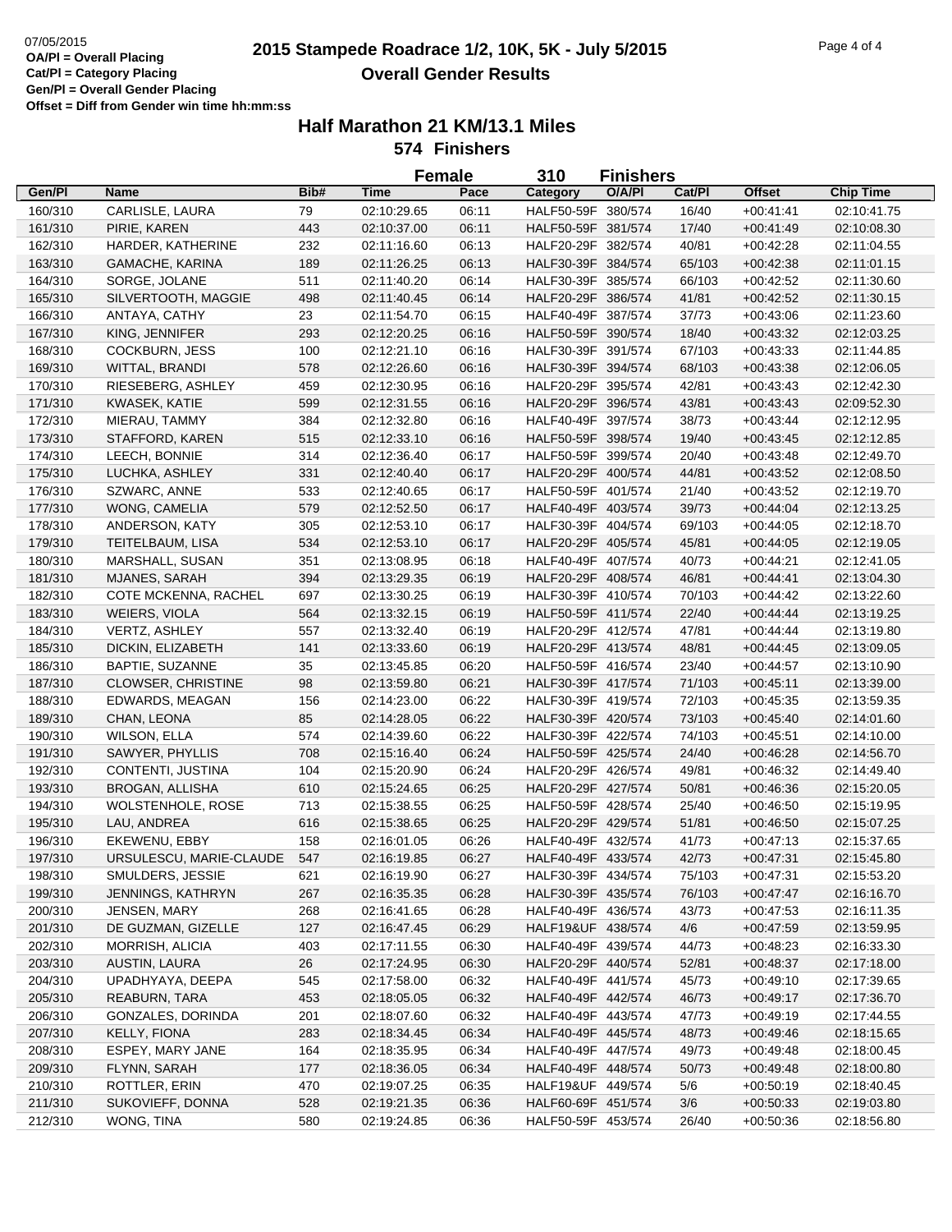07/05/2015
**OA/Pl = Overall Placing**
**Cat/Pl = Category Placing**
**Gen/Pl = Overall Gender Placing**
**Offset = Diff from Gender win time hh:mm:ss**

# 2015 Stampede Roadrace 1/2, 10K, 5K - July 5/2015

## Overall Gender Results

### Half Marathon 21 KM/13.1 Miles

**574 Finishers**

**Female 310 Finishers**

| Gen/Pl | Name | Bib# | Time | Pace | Category | O/A/Pl | Cat/Pl | Offset | Chip Time |
|---|---|---|---|---|---|---|---|---|---|
| 160/310 | CARLISLE, LAURA | 79 | 02:10:29.65 | 06:11 | HALF50-59F | 380/574 | 16/40 | +00:41:41 | 02:10:41.75 |
| 161/310 | PIRIE, KAREN | 443 | 02:10:37.00 | 06:11 | HALF50-59F | 381/574 | 17/40 | +00:41:49 | 02:10:08.30 |
| 162/310 | HARDER, KATHERINE | 232 | 02:11:16.60 | 06:13 | HALF20-29F | 382/574 | 40/81 | +00:42:28 | 02:11:04.55 |
| 163/310 | GAMACHE, KARINA | 189 | 02:11:26.25 | 06:13 | HALF30-39F | 384/574 | 65/103 | +00:42:38 | 02:11:01.15 |
| 164/310 | SORGE, JOLANE | 511 | 02:11:40.20 | 06:14 | HALF30-39F | 385/574 | 66/103 | +00:42:52 | 02:11:30.60 |
| 165/310 | SILVERTOOTH, MAGGIE | 498 | 02:11:40.45 | 06:14 | HALF20-29F | 386/574 | 41/81 | +00:42:52 | 02:11:30.15 |
| 166/310 | ANTAYA, CATHY | 23 | 02:11:54.70 | 06:15 | HALF40-49F | 387/574 | 37/73 | +00:43:06 | 02:11:23.60 |
| 167/310 | KING, JENNIFER | 293 | 02:12:20.25 | 06:16 | HALF50-59F | 390/574 | 18/40 | +00:43:32 | 02:12:03.25 |
| 168/310 | COCKBURN, JESS | 100 | 02:12:21.10 | 06:16 | HALF30-39F | 391/574 | 67/103 | +00:43:33 | 02:11:44.85 |
| 169/310 | WITTAL, BRANDI | 578 | 02:12:26.60 | 06:16 | HALF30-39F | 394/574 | 68/103 | +00:43:38 | 02:12:06.05 |
| 170/310 | RIESEBERG, ASHLEY | 459 | 02:12:30.95 | 06:16 | HALF20-29F | 395/574 | 42/81 | +00:43:43 | 02:12:42.30 |
| 171/310 | KWASEK, KATIE | 599 | 02:12:31.55 | 06:16 | HALF20-29F | 396/574 | 43/81 | +00:43:43 | 02:09:52.30 |
| 172/310 | MIERAU, TAMMY | 384 | 02:12:32.80 | 06:16 | HALF40-49F | 397/574 | 38/73 | +00:43:44 | 02:12:12.95 |
| 173/310 | STAFFORD, KAREN | 515 | 02:12:33.10 | 06:16 | HALF50-59F | 398/574 | 19/40 | +00:43:45 | 02:12:12.85 |
| 174/310 | LEECH, BONNIE | 314 | 02:12:36.40 | 06:17 | HALF50-59F | 399/574 | 20/40 | +00:43:48 | 02:12:49.70 |
| 175/310 | LUCHKA, ASHLEY | 331 | 02:12:40.40 | 06:17 | HALF20-29F | 400/574 | 44/81 | +00:43:52 | 02:12:08.50 |
| 176/310 | SZWARC, ANNE | 533 | 02:12:40.65 | 06:17 | HALF50-59F | 401/574 | 21/40 | +00:43:52 | 02:12:19.70 |
| 177/310 | WONG, CAMELIA | 579 | 02:12:52.50 | 06:17 | HALF40-49F | 403/574 | 39/73 | +00:44:04 | 02:12:13.25 |
| 178/310 | ANDERSON, KATY | 305 | 02:12:53.10 | 06:17 | HALF30-39F | 404/574 | 69/103 | +00:44:05 | 02:12:18.70 |
| 179/310 | TEITELBAUM, LISA | 534 | 02:12:53.10 | 06:17 | HALF20-29F | 405/574 | 45/81 | +00:44:05 | 02:12:19.05 |
| 180/310 | MARSHALL, SUSAN | 351 | 02:13:08.95 | 06:18 | HALF40-49F | 407/574 | 40/73 | +00:44:21 | 02:12:41.05 |
| 181/310 | MJANES, SARAH | 394 | 02:13:29.35 | 06:19 | HALF20-29F | 408/574 | 46/81 | +00:44:41 | 02:13:04.30 |
| 182/310 | COTE MCKENNA, RACHEL | 697 | 02:13:30.25 | 06:19 | HALF30-39F | 410/574 | 70/103 | +00:44:42 | 02:13:22.60 |
| 183/310 | WEIERS, VIOLA | 564 | 02:13:32.15 | 06:19 | HALF50-59F | 411/574 | 22/40 | +00:44:44 | 02:13:19.25 |
| 184/310 | VERTZ, ASHLEY | 557 | 02:13:32.40 | 06:19 | HALF20-29F | 412/574 | 47/81 | +00:44:44 | 02:13:19.80 |
| 185/310 | DICKIN, ELIZABETH | 141 | 02:13:33.60 | 06:19 | HALF20-29F | 413/574 | 48/81 | +00:44:45 | 02:13:09.05 |
| 186/310 | BAPTIE, SUZANNE | 35 | 02:13:45.85 | 06:20 | HALF50-59F | 416/574 | 23/40 | +00:44:57 | 02:13:10.90 |
| 187/310 | CLOWSER, CHRISTINE | 98 | 02:13:59.80 | 06:21 | HALF30-39F | 417/574 | 71/103 | +00:45:11 | 02:13:39.00 |
| 188/310 | EDWARDS, MEAGAN | 156 | 02:14:23.00 | 06:22 | HALF30-39F | 419/574 | 72/103 | +00:45:35 | 02:13:59.35 |
| 189/310 | CHAN, LEONA | 85 | 02:14:28.05 | 06:22 | HALF30-39F | 420/574 | 73/103 | +00:45:40 | 02:14:01.60 |
| 190/310 | WILSON, ELLA | 574 | 02:14:39.60 | 06:22 | HALF30-39F | 422/574 | 74/103 | +00:45:51 | 02:14:10.00 |
| 191/310 | SAWYER, PHYLLIS | 708 | 02:15:16.40 | 06:24 | HALF50-59F | 425/574 | 24/40 | +00:46:28 | 02:14:56.70 |
| 192/310 | CONTENTI, JUSTINA | 104 | 02:15:20.90 | 06:24 | HALF20-29F | 426/574 | 49/81 | +00:46:32 | 02:14:49.40 |
| 193/310 | BROGAN, ALLISHA | 610 | 02:15:24.65 | 06:25 | HALF20-29F | 427/574 | 50/81 | +00:46:36 | 02:15:20.05 |
| 194/310 | WOLSTENHOLE, ROSE | 713 | 02:15:38.55 | 06:25 | HALF50-59F | 428/574 | 25/40 | +00:46:50 | 02:15:19.95 |
| 195/310 | LAU, ANDREA | 616 | 02:15:38.65 | 06:25 | HALF20-29F | 429/574 | 51/81 | +00:46:50 | 02:15:07.25 |
| 196/310 | EKEWENU, EBBY | 158 | 02:16:01.05 | 06:26 | HALF40-49F | 432/574 | 41/73 | +00:47:13 | 02:15:37.65 |
| 197/310 | URSULESCU, MARIE-CLAUDE | 547 | 02:16:19.85 | 06:27 | HALF40-49F | 433/574 | 42/73 | +00:47:31 | 02:15:45.80 |
| 198/310 | SMULDERS, JESSIE | 621 | 02:16:19.90 | 06:27 | HALF30-39F | 434/574 | 75/103 | +00:47:31 | 02:15:53.20 |
| 199/310 | JENNINGS, KATHRYN | 267 | 02:16:35.35 | 06:28 | HALF30-39F | 435/574 | 76/103 | +00:47:47 | 02:16:16.70 |
| 200/310 | JENSEN, MARY | 268 | 02:16:41.65 | 06:28 | HALF40-49F | 436/574 | 43/73 | +00:47:53 | 02:16:11.35 |
| 201/310 | DE GUZMAN, GIZELLE | 127 | 02:16:47.45 | 06:29 | HALF19&UF | 438/574 | 4/6 | +00:47:59 | 02:13:59.95 |
| 202/310 | MORRISH, ALICIA | 403 | 02:17:11.55 | 06:30 | HALF40-49F | 439/574 | 44/73 | +00:48:23 | 02:16:33.30 |
| 203/310 | AUSTIN, LAURA | 26 | 02:17:24.95 | 06:30 | HALF20-29F | 440/574 | 52/81 | +00:48:37 | 02:17:18.00 |
| 204/310 | UPADHYAYA, DEEPA | 545 | 02:17:58.00 | 06:32 | HALF40-49F | 441/574 | 45/73 | +00:49:10 | 02:17:39.65 |
| 205/310 | REABURN, TARA | 453 | 02:18:05.05 | 06:32 | HALF40-49F | 442/574 | 46/73 | +00:49:17 | 02:17:36.70 |
| 206/310 | GONZALES, DORINDA | 201 | 02:18:07.60 | 06:32 | HALF40-49F | 443/574 | 47/73 | +00:49:19 | 02:17:44.55 |
| 207/310 | KELLY, FIONA | 283 | 02:18:34.45 | 06:34 | HALF40-49F | 445/574 | 48/73 | +00:49:46 | 02:18:15.65 |
| 208/310 | ESPEY, MARY JANE | 164 | 02:18:35.95 | 06:34 | HALF40-49F | 447/574 | 49/73 | +00:49:48 | 02:18:00.45 |
| 209/310 | FLYNN, SARAH | 177 | 02:18:36.05 | 06:34 | HALF40-49F | 448/574 | 50/73 | +00:49:48 | 02:18:00.80 |
| 210/310 | ROTTLER, ERIN | 470 | 02:19:07.25 | 06:35 | HALF19&UF | 449/574 | 5/6 | +00:50:19 | 02:18:40.45 |
| 211/310 | SUKOVIEFF, DONNA | 528 | 02:19:21.35 | 06:36 | HALF60-69F | 451/574 | 3/6 | +00:50:33 | 02:19:03.80 |
| 212/310 | WONG, TINA | 580 | 02:19:24.85 | 06:36 | HALF50-59F | 453/574 | 26/40 | +00:50:36 | 02:18:56.80 |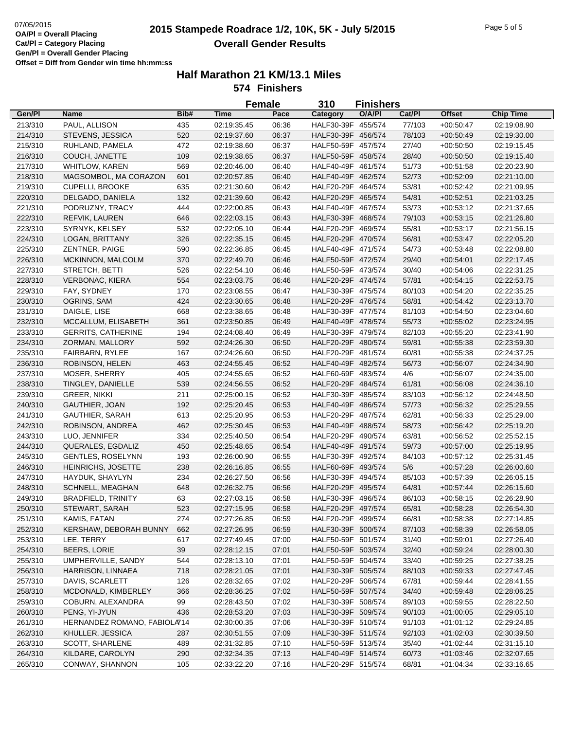07/05/2015
**OA/Pl = Overall Placing**
**Cat/Pl = Category Placing**
**Gen/Pl = Overall Gender Placing**
**Offset = Diff from Gender win time hh:mm:ss**

# 2015 Stampede Roadrace 1/2, 10K, 5K - July 5/2015
## Overall Gender Results

### Half Marathon 21 KM/13.1 Miles
### 574 Finishers

**Female 310 Finishers**

| Gen/Pl | Name | Bib# | Time | Pace | Category | O/A/Pl | Cat/Pl | Offset | Chip Time |
|---|---|---|---|---|---|---|---|---|---|
| 213/310 | PAUL, ALLISON | 435 | 02:19:35.45 | 06:36 | HALF30-39F | 455/574 | 77/103 | +00:50:47 | 02:19:08.90 |
| 214/310 | STEVENS, JESSICA | 520 | 02:19:37.60 | 06:37 | HALF30-39F | 456/574 | 78/103 | +00:50:49 | 02:19:30.00 |
| 215/310 | RUHLAND, PAMELA | 472 | 02:19:38.60 | 06:37 | HALF50-59F | 457/574 | 27/40 | +00:50:50 | 02:19:15.45 |
| 216/310 | COUCH, JANETTE | 109 | 02:19:38.65 | 06:37 | HALF50-59F | 458/574 | 28/40 | +00:50:50 | 02:19:15.40 |
| 217/310 | WHITLOW, KAREN | 569 | 02:20:46.00 | 06:40 | HALF40-49F | 461/574 | 51/73 | +00:51:58 | 02:20:23.90 |
| 218/310 | MAGSOMBOL, MA CORAZON | 601 | 02:20:57.85 | 06:40 | HALF40-49F | 462/574 | 52/73 | +00:52:09 | 02:21:10.00 |
| 219/310 | CUPELLI, BROOKE | 635 | 02:21:30.60 | 06:42 | HALF20-29F | 464/574 | 53/81 | +00:52:42 | 02:21:09.95 |
| 220/310 | DELGADO, DANIELA | 132 | 02:21:39.60 | 06:42 | HALF20-29F | 465/574 | 54/81 | +00:52:51 | 02:21:03.25 |
| 221/310 | PODRUZNY, TRACY | 444 | 02:22:00.85 | 06:43 | HALF40-49F | 467/574 | 53/73 | +00:53:12 | 02:21:37.65 |
| 222/310 | REFVIK, LAUREN | 646 | 02:22:03.15 | 06:43 | HALF30-39F | 468/574 | 79/103 | +00:53:15 | 02:21:26.80 |
| 223/310 | SYRNYK, KELSEY | 532 | 02:22:05.10 | 06:44 | HALF20-29F | 469/574 | 55/81 | +00:53:17 | 02:21:56.15 |
| 224/310 | LOGAN, BRITTANY | 326 | 02:22:35.15 | 06:45 | HALF20-29F | 470/574 | 56/81 | +00:53:47 | 02:22:05.20 |
| 225/310 | ZENTNER, PAIGE | 590 | 02:22:36.85 | 06:45 | HALF40-49F | 471/574 | 54/73 | +00:53:48 | 02:22:08.80 |
| 226/310 | MCKINNON, MALCOLM | 370 | 02:22:49.70 | 06:46 | HALF50-59F | 472/574 | 29/40 | +00:54:01 | 02:22:17.45 |
| 227/310 | STRETCH, BETTI | 526 | 02:22:54.10 | 06:46 | HALF50-59F | 473/574 | 30/40 | +00:54:06 | 02:22:31.25 |
| 228/310 | VERBONAC, KIERA | 554 | 02:23:03.75 | 06:46 | HALF20-29F | 474/574 | 57/81 | +00:54:15 | 02:22:53.75 |
| 229/310 | FAY, SYDNEY | 170 | 02:23:08.55 | 06:47 | HALF30-39F | 475/574 | 80/103 | +00:54:20 | 02:22:35.25 |
| 230/310 | OGRINS, SAM | 424 | 02:23:30.65 | 06:48 | HALF20-29F | 476/574 | 58/81 | +00:54:42 | 02:23:13.70 |
| 231/310 | DAIGLE, LISE | 668 | 02:23:38.65 | 06:48 | HALF30-39F | 477/574 | 81/103 | +00:54:50 | 02:23:04.60 |
| 232/310 | MCCALLUM, ELISABETH | 361 | 02:23:50.85 | 06:49 | HALF40-49F | 478/574 | 55/73 | +00:55:02 | 02:23:24.95 |
| 233/310 | GERRITS, CATHERINE | 194 | 02:24:08.40 | 06:49 | HALF30-39F | 479/574 | 82/103 | +00:55:20 | 02:23:41.90 |
| 234/310 | ZORMAN, MALLORY | 592 | 02:24:26.30 | 06:50 | HALF20-29F | 480/574 | 59/81 | +00:55:38 | 02:23:59.30 |
| 235/310 | FAIRBARN, RYLEE | 167 | 02:24:26.60 | 06:50 | HALF20-29F | 481/574 | 60/81 | +00:55:38 | 02:24:37.25 |
| 236/310 | ROBINSON, HELEN | 463 | 02:24:55.45 | 06:52 | HALF40-49F | 482/574 | 56/73 | +00:56:07 | 02:24:34.90 |
| 237/310 | MOSER, SHERRY | 405 | 02:24:55.65 | 06:52 | HALF60-69F | 483/574 | 4/6 | +00:56:07 | 02:24:35.00 |
| 238/310 | TINGLEY, DANIELLE | 539 | 02:24:56.55 | 06:52 | HALF20-29F | 484/574 | 61/81 | +00:56:08 | 02:24:36.10 |
| 239/310 | GREER, NIKKI | 211 | 02:25:00.15 | 06:52 | HALF30-39F | 485/574 | 83/103 | +00:56:12 | 02:24:48.50 |
| 240/310 | GAUTHIER, JOAN | 192 | 02:25:20.45 | 06:53 | HALF40-49F | 486/574 | 57/73 | +00:56:32 | 02:25:29.55 |
| 241/310 | GAUTHIER, SARAH | 613 | 02:25:20.95 | 06:53 | HALF20-29F | 487/574 | 62/81 | +00:56:33 | 02:25:29.00 |
| 242/310 | ROBINSON, ANDREA | 462 | 02:25:30.45 | 06:53 | HALF40-49F | 488/574 | 58/73 | +00:56:42 | 02:25:19.20 |
| 243/310 | LUO, JENNIFER | 334 | 02:25:40.50 | 06:54 | HALF20-29F | 490/574 | 63/81 | +00:56:52 | 02:25:52.15 |
| 244/310 | QUERALES, EGDALIZ | 450 | 02:25:48.65 | 06:54 | HALF40-49F | 491/574 | 59/73 | +00:57:00 | 02:25:19.95 |
| 245/310 | GENTLES, ROSELYNN | 193 | 02:26:00.90 | 06:55 | HALF30-39F | 492/574 | 84/103 | +00:57:12 | 02:25:31.45 |
| 246/310 | HEINRICHS, JOSETTE | 238 | 02:26:16.85 | 06:55 | HALF60-69F | 493/574 | 5/6 | +00:57:28 | 02:26:00.60 |
| 247/310 | HAYDUK, SHAYLYN | 234 | 02:26:27.50 | 06:56 | HALF30-39F | 494/574 | 85/103 | +00:57:39 | 02:26:05.15 |
| 248/310 | SCHNELL, MEAGHAN | 648 | 02:26:32.75 | 06:56 | HALF20-29F | 495/574 | 64/81 | +00:57:44 | 02:26:15.60 |
| 249/310 | BRADFIELD, TRINITY | 63 | 02:27:03.15 | 06:58 | HALF30-39F | 496/574 | 86/103 | +00:58:15 | 02:26:28.90 |
| 250/310 | STEWART, SARAH | 523 | 02:27:15.95 | 06:58 | HALF20-29F | 497/574 | 65/81 | +00:58:28 | 02:26:54.30 |
| 251/310 | KAMIS, FATAN | 274 | 02:27:26.85 | 06:59 | HALF20-29F | 499/574 | 66/81 | +00:58:38 | 02:27:14.85 |
| 252/310 | KERSHAW, DEBORAH BUNNY | 662 | 02:27:26.95 | 06:59 | HALF30-39F | 500/574 | 87/103 | +00:58:39 | 02:26:58.05 |
| 253/310 | LEE, TERRY | 617 | 02:27:49.45 | 07:00 | HALF50-59F | 501/574 | 31/40 | +00:59:01 | 02:27:26.40 |
| 254/310 | BEERS, LORIE | 39 | 02:28:12.15 | 07:01 | HALF50-59F | 503/574 | 32/40 | +00:59:24 | 02:28:00.30 |
| 255/310 | UMPHERVILLE, SANDY | 544 | 02:28:13.10 | 07:01 | HALF50-59F | 504/574 | 33/40 | +00:59:25 | 02:27:38.25 |
| 256/310 | HARRISON, LINNAEA | 718 | 02:28:21.05 | 07:01 | HALF30-39F | 505/574 | 88/103 | +00:59:33 | 02:27:47.45 |
| 257/310 | DAVIS, SCARLETT | 126 | 02:28:32.65 | 07:02 | HALF20-29F | 506/574 | 67/81 | +00:59:44 | 02:28:41.55 |
| 258/310 | MCDONALD, KIMBERLEY | 366 | 02:28:36.25 | 07:02 | HALF50-59F | 507/574 | 34/40 | +00:59:48 | 02:28:06.25 |
| 259/310 | COBURN, ALEXANDRA | 99 | 02:28:43.50 | 07:02 | HALF30-39F | 508/574 | 89/103 | +00:59:55 | 02:28:22.50 |
| 260/310 | PENG, YI-JYUN | 436 | 02:28:53.20 | 07:03 | HALF30-39F | 509/574 | 90/103 | +01:00:05 | 02:29:05.10 |
| 261/310 | HERNANDEZ ROMANO, FABIOLA | 714 | 02:30:00.35 | 07:06 | HALF30-39F | 510/574 | 91/103 | +01:01:12 | 02:29:24.85 |
| 262/310 | KHULLER, JESSICA | 287 | 02:30:51.55 | 07:09 | HALF30-39F | 511/574 | 92/103 | +01:02:03 | 02:30:39.50 |
| 263/310 | SCOTT, SHARLENE | 489 | 02:31:32.85 | 07:10 | HALF50-59F | 513/574 | 35/40 | +01:02:44 | 02:31:15.10 |
| 264/310 | KILDARE, CAROLYN | 290 | 02:32:34.35 | 07:13 | HALF40-49F | 514/574 | 60/73 | +01:03:46 | 02:32:07.65 |
| 265/310 | CONWAY, SHANNON | 105 | 02:33:22.20 | 07:16 | HALF20-29F | 515/574 | 68/81 | +01:04:34 | 02:33:16.65 |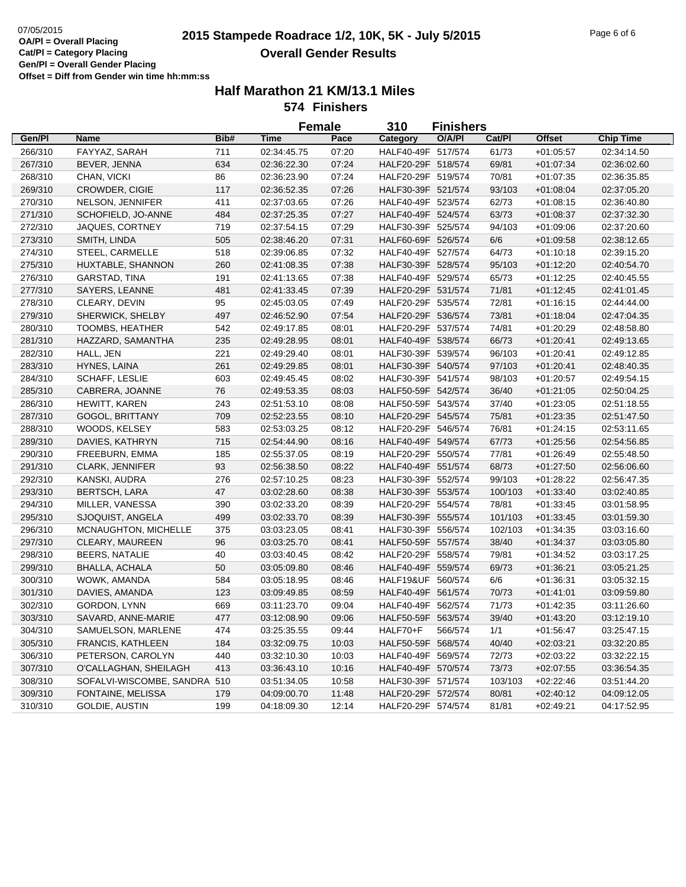07/05/2015
**OA/Pl = Overall Placing**
**Cat/Pl = Category Placing**
**Gen/Pl = Overall Gender Placing**
**Offset = Diff from Gender win time hh:mm:ss**

# 2015 Stampede Roadrace 1/2, 10K, 5K - July 5/2015

## Overall Gender Results

### Half Marathon 21 KM/13.1 Miles

**574 Finishers**

**Female 310 Finishers**

| Gen/Pl | Name | Bib# | Time | Pace | Category | O/A/Pl | Cat/Pl | Offset | Chip Time |
|---|---|---|---|---|---|---|---|---|---|
| 266/310 | FAYYAZ, SARAH | 711 | 02:34:45.75 | 07:20 | HALF40-49F | 517/574 | 61/73 | +01:05:57 | 02:34:14.50 |
| 267/310 | BEVER, JENNA | 634 | 02:36:22.30 | 07:24 | HALF20-29F | 518/574 | 69/81 | +01:07:34 | 02:36:02.60 |
| 268/310 | CHAN, VICKI | 86 | 02:36:23.90 | 07:24 | HALF20-29F | 519/574 | 70/81 | +01:07:35 | 02:36:35.85 |
| 269/310 | CROWDER, CIGIE | 117 | 02:36:52.35 | 07:26 | HALF30-39F | 521/574 | 93/103 | +01:08:04 | 02:37:05.20 |
| 270/310 | NELSON, JENNIFER | 411 | 02:37:03.65 | 07:26 | HALF40-49F | 523/574 | 62/73 | +01:08:15 | 02:36:40.80 |
| 271/310 | SCHOFIELD, JO-ANNE | 484 | 02:37:25.35 | 07:27 | HALF40-49F | 524/574 | 63/73 | +01:08:37 | 02:37:32.30 |
| 272/310 | JAQUES, CORTNEY | 719 | 02:37:54.15 | 07:29 | HALF30-39F | 525/574 | 94/103 | +01:09:06 | 02:37:20.60 |
| 273/310 | SMITH, LINDA | 505 | 02:38:46.20 | 07:31 | HALF60-69F | 526/574 | 6/6 | +01:09:58 | 02:38:12.65 |
| 274/310 | STEEL, CARMELLE | 518 | 02:39:06.85 | 07:32 | HALF40-49F | 527/574 | 64/73 | +01:10:18 | 02:39:15.20 |
| 275/310 | HUXTABLE, SHANNON | 260 | 02:41:08.35 | 07:38 | HALF30-39F | 528/574 | 95/103 | +01:12:20 | 02:40:54.70 |
| 276/310 | GARSTAD, TINA | 191 | 02:41:13.65 | 07:38 | HALF40-49F | 529/574 | 65/73 | +01:12:25 | 02:40:45.55 |
| 277/310 | SAYERS, LEANNE | 481 | 02:41:33.45 | 07:39 | HALF20-29F | 531/574 | 71/81 | +01:12:45 | 02:41:01.45 |
| 278/310 | CLEARY, DEVIN | 95 | 02:45:03.05 | 07:49 | HALF20-29F | 535/574 | 72/81 | +01:16:15 | 02:44:44.00 |
| 279/310 | SHERWICK, SHELBY | 497 | 02:46:52.90 | 07:54 | HALF20-29F | 536/574 | 73/81 | +01:18:04 | 02:47:04.35 |
| 280/310 | TOOMBS, HEATHER | 542 | 02:49:17.85 | 08:01 | HALF20-29F | 537/574 | 74/81 | +01:20:29 | 02:48:58.80 |
| 281/310 | HAZZARD, SAMANTHA | 235 | 02:49:28.95 | 08:01 | HALF40-49F | 538/574 | 66/73 | +01:20:41 | 02:49:13.65 |
| 282/310 | HALL, JEN | 221 | 02:49:29.40 | 08:01 | HALF30-39F | 539/574 | 96/103 | +01:20:41 | 02:49:12.85 |
| 283/310 | HYNES, LAINA | 261 | 02:49:29.85 | 08:01 | HALF30-39F | 540/574 | 97/103 | +01:20:41 | 02:48:40.35 |
| 284/310 | SCHAFF, LESLIE | 603 | 02:49:45.45 | 08:02 | HALF30-39F | 541/574 | 98/103 | +01:20:57 | 02:49:54.15 |
| 285/310 | CABRERA, JOANNE | 76 | 02:49:53.35 | 08:03 | HALF50-59F | 542/574 | 36/40 | +01:21:05 | 02:50:04.25 |
| 286/310 | HEWITT, KAREN | 243 | 02:51:53.10 | 08:08 | HALF50-59F | 543/574 | 37/40 | +01:23:05 | 02:51:18.55 |
| 287/310 | GOGOL, BRITTANY | 709 | 02:52:23.55 | 08:10 | HALF20-29F | 545/574 | 75/81 | +01:23:35 | 02:51:47.50 |
| 288/310 | WOODS, KELSEY | 583 | 02:53:03.25 | 08:12 | HALF20-29F | 546/574 | 76/81 | +01:24:15 | 02:53:11.65 |
| 289/310 | DAVIES, KATHRYN | 715 | 02:54:44.90 | 08:16 | HALF40-49F | 549/574 | 67/73 | +01:25:56 | 02:54:56.85 |
| 290/310 | FREEBURN, EMMA | 185 | 02:55:37.05 | 08:19 | HALF20-29F | 550/574 | 77/81 | +01:26:49 | 02:55:48.50 |
| 291/310 | CLARK, JENNIFER | 93 | 02:56:38.50 | 08:22 | HALF40-49F | 551/574 | 68/73 | +01:27:50 | 02:56:06.60 |
| 292/310 | KANSKI, AUDRA | 276 | 02:57:10.25 | 08:23 | HALF30-39F | 552/574 | 99/103 | +01:28:22 | 02:56:47.35 |
| 293/310 | BERTSCH, LARA | 47 | 03:02:28.60 | 08:38 | HALF30-39F | 553/574 | 100/103 | +01:33:40 | 03:02:40.85 |
| 294/310 | MILLER, VANESSA | 390 | 03:02:33.20 | 08:39 | HALF20-29F | 554/574 | 78/81 | +01:33:45 | 03:01:58.95 |
| 295/310 | SJOQUIST, ANGELA | 499 | 03:02:33.70 | 08:39 | HALF30-39F | 555/574 | 101/103 | +01:33:45 | 03:01:59.30 |
| 296/310 | MCNAUGHTON, MICHELLE | 375 | 03:03:23.05 | 08:41 | HALF30-39F | 556/574 | 102/103 | +01:34:35 | 03:03:16.60 |
| 297/310 | CLEARY, MAUREEN | 96 | 03:03:25.70 | 08:41 | HALF50-59F | 557/574 | 38/40 | +01:34:37 | 03:03:05.80 |
| 298/310 | BEERS, NATALIE | 40 | 03:03:40.45 | 08:42 | HALF20-29F | 558/574 | 79/81 | +01:34:52 | 03:03:17.25 |
| 299/310 | BHALLA, ACHALA | 50 | 03:05:09.80 | 08:46 | HALF40-49F | 559/574 | 69/73 | +01:36:21 | 03:05:21.25 |
| 300/310 | WOWK, AMANDA | 584 | 03:05:18.95 | 08:46 | HALF19&UF | 560/574 | 6/6 | +01:36:31 | 03:05:32.15 |
| 301/310 | DAVIES, AMANDA | 123 | 03:09:49.85 | 08:59 | HALF40-49F | 561/574 | 70/73 | +01:41:01 | 03:09:59.80 |
| 302/310 | GORDON, LYNN | 669 | 03:11:23.70 | 09:04 | HALF40-49F | 562/574 | 71/73 | +01:42:35 | 03:11:26.60 |
| 303/310 | SAVARD, ANNE-MARIE | 477 | 03:12:08.90 | 09:06 | HALF50-59F | 563/574 | 39/40 | +01:43:20 | 03:12:19.10 |
| 304/310 | SAMUELSON, MARLENE | 474 | 03:25:35.55 | 09:44 | HALF70+F | 566/574 | 1/1 | +01:56:47 | 03:25:47.15 |
| 305/310 | FRANCIS, KATHLEEN | 184 | 03:32:09.75 | 10:03 | HALF50-59F | 568/574 | 40/40 | +02:03:21 | 03:32:20.85 |
| 306/310 | PETERSON, CAROLYN | 440 | 03:32:10.30 | 10:03 | HALF40-49F | 569/574 | 72/73 | +02:03:22 | 03:32:22.15 |
| 307/310 | O'CALLAGHAN, SHEILAGH | 413 | 03:36:43.10 | 10:16 | HALF40-49F | 570/574 | 73/73 | +02:07:55 | 03:36:54.35 |
| 308/310 | SOFALVI-WISCOMBE, SANDRA | 510 | 03:51:34.05 | 10:58 | HALF30-39F | 571/574 | 103/103 | +02:22:46 | 03:51:44.20 |
| 309/310 | FONTAINE, MELISSA | 179 | 04:09:00.70 | 11:48 | HALF20-29F | 572/574 | 80/81 | +02:40:12 | 04:09:12.05 |
| 310/310 | GOLDIE, AUSTIN | 199 | 04:18:09.30 | 12:14 | HALF20-29F | 574/574 | 81/81 | +02:49:21 | 04:17:52.95 |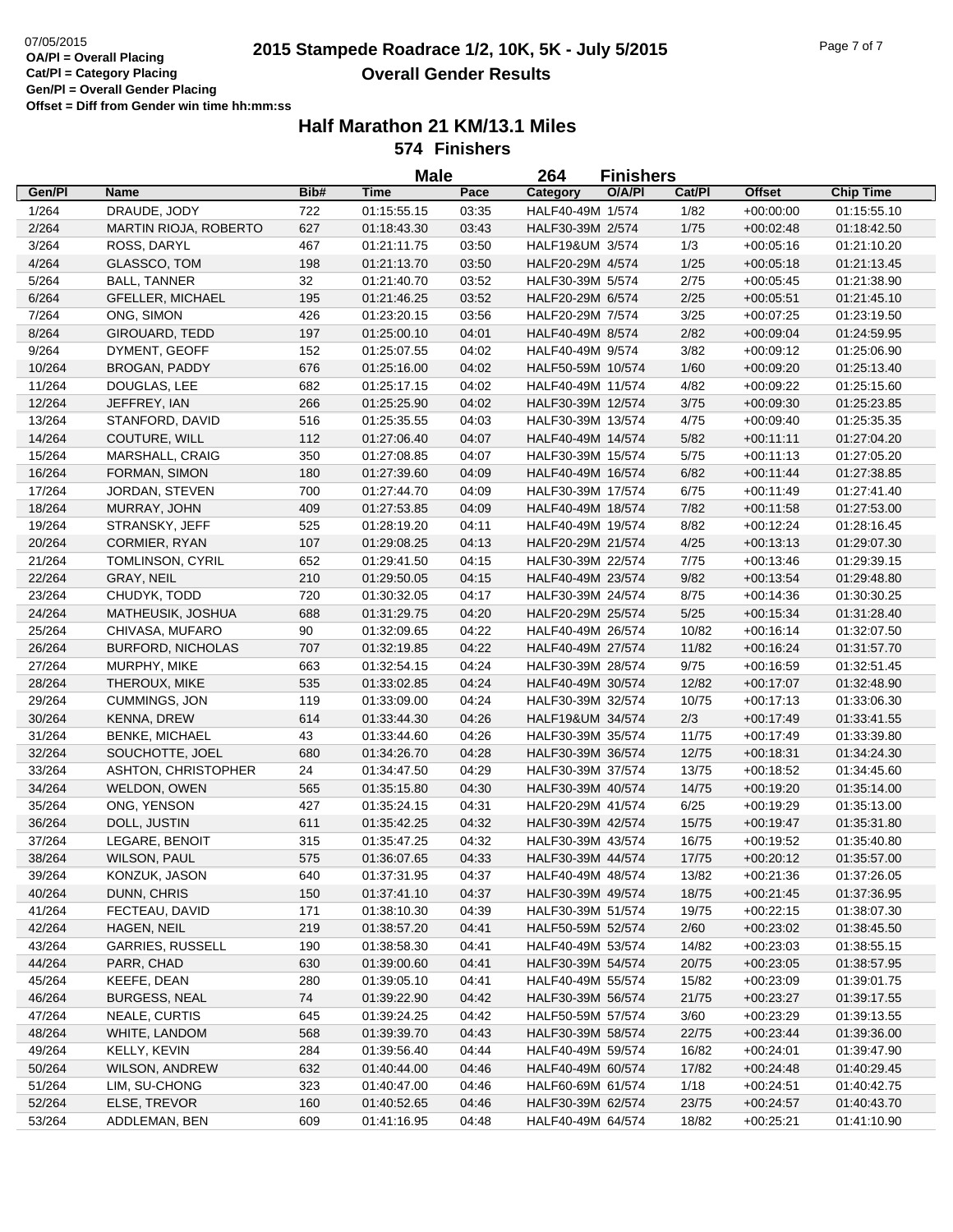07/05/2015
**OA/Pl = Overall Placing**
**Cat/Pl = Category Placing**
**Gen/Pl = Overall Gender Placing**
**Offset = Diff from Gender win time hh:mm:ss**

# 2015 Stampede Roadrace 1/2, 10K, 5K - July 5/2015
## Overall Gender Results

### Half Marathon 21 KM/13.1 Miles
### 574 Finishers

**Male** 264 **Finishers**

| Gen/Pl | Name | Bib# | Time | Pace | Category | O/A/Pl | Cat/Pl | Offset | Chip Time |
|---|---|---|---|---|---|---|---|---|---|
| 1/264 | DRAUDE, JODY | 722 | 01:15:55.15 | 03:35 | HALF40-49M | 1/574 | 1/82 | +00:00:00 | 01:15:55.10 |
| 2/264 | MARTIN RIOJA, ROBERTO | 627 | 01:18:43.30 | 03:43 | HALF30-39M | 2/574 | 1/75 | +00:02:48 | 01:18:42.50 |
| 3/264 | ROSS, DARYL | 467 | 01:21:11.75 | 03:50 | HALF19&UM | 3/574 | 1/3 | +00:05:16 | 01:21:10.20 |
| 4/264 | GLASSCO, TOM | 198 | 01:21:13.70 | 03:50 | HALF20-29M | 4/574 | 1/25 | +00:05:18 | 01:21:13.45 |
| 5/264 | BALL, TANNER | 32 | 01:21:40.70 | 03:52 | HALF30-39M | 5/574 | 2/75 | +00:05:45 | 01:21:38.90 |
| 6/264 | GFELLER, MICHAEL | 195 | 01:21:46.25 | 03:52 | HALF20-29M | 6/574 | 2/25 | +00:05:51 | 01:21:45.10 |
| 7/264 | ONG, SIMON | 426 | 01:23:20.15 | 03:56 | HALF20-29M | 7/574 | 3/25 | +00:07:25 | 01:23:19.50 |
| 8/264 | GIROUARD, TEDD | 197 | 01:25:00.10 | 04:01 | HALF40-49M | 8/574 | 2/82 | +00:09:04 | 01:24:59.95 |
| 9/264 | DYMENT, GEOFF | 152 | 01:25:07.55 | 04:02 | HALF40-49M | 9/574 | 3/82 | +00:09:12 | 01:25:06.90 |
| 10/264 | BROGAN, PADDY | 676 | 01:25:16.00 | 04:02 | HALF50-59M | 10/574 | 1/60 | +00:09:20 | 01:25:13.40 |
| 11/264 | DOUGLAS, LEE | 682 | 01:25:17.15 | 04:02 | HALF40-49M | 11/574 | 4/82 | +00:09:22 | 01:25:15.60 |
| 12/264 | JEFFREY, IAN | 266 | 01:25:25.90 | 04:02 | HALF30-39M | 12/574 | 3/75 | +00:09:30 | 01:25:23.85 |
| 13/264 | STANFORD, DAVID | 516 | 01:25:35.55 | 04:03 | HALF30-39M | 13/574 | 4/75 | +00:09:40 | 01:25:35.35 |
| 14/264 | COUTURE, WILL | 112 | 01:27:06.40 | 04:07 | HALF40-49M | 14/574 | 5/82 | +00:11:11 | 01:27:04.20 |
| 15/264 | MARSHALL, CRAIG | 350 | 01:27:08.85 | 04:07 | HALF30-39M | 15/574 | 5/75 | +00:11:13 | 01:27:05.20 |
| 16/264 | FORMAN, SIMON | 180 | 01:27:39.60 | 04:09 | HALF40-49M | 16/574 | 6/82 | +00:11:44 | 01:27:38.85 |
| 17/264 | JORDAN, STEVEN | 700 | 01:27:44.70 | 04:09 | HALF30-39M | 17/574 | 6/75 | +00:11:49 | 01:27:41.40 |
| 18/264 | MURRAY, JOHN | 409 | 01:27:53.85 | 04:09 | HALF40-49M | 18/574 | 7/82 | +00:11:58 | 01:27:53.00 |
| 19/264 | STRANSKY, JEFF | 525 | 01:28:19.20 | 04:11 | HALF40-49M | 19/574 | 8/82 | +00:12:24 | 01:28:16.45 |
| 20/264 | CORMIER, RYAN | 107 | 01:29:08.25 | 04:13 | HALF20-29M | 21/574 | 4/25 | +00:13:13 | 01:29:07.30 |
| 21/264 | TOMLINSON, CYRIL | 652 | 01:29:41.50 | 04:15 | HALF30-39M | 22/574 | 7/75 | +00:13:46 | 01:29:39.15 |
| 22/264 | GRAY, NEIL | 210 | 01:29:50.05 | 04:15 | HALF40-49M | 23/574 | 9/82 | +00:13:54 | 01:29:48.80 |
| 23/264 | CHUDYK, TODD | 720 | 01:30:32.05 | 04:17 | HALF30-39M | 24/574 | 8/75 | +00:14:36 | 01:30:30.25 |
| 24/264 | MATHEUSIK, JOSHUA | 688 | 01:31:29.75 | 04:20 | HALF20-29M | 25/574 | 5/25 | +00:15:34 | 01:31:28.40 |
| 25/264 | CHIVASA, MUFARO | 90 | 01:32:09.65 | 04:22 | HALF40-49M | 26/574 | 10/82 | +00:16:14 | 01:32:07.50 |
| 26/264 | BURFORD, NICHOLAS | 707 | 01:32:19.85 | 04:22 | HALF40-49M | 27/574 | 11/82 | +00:16:24 | 01:31:57.70 |
| 27/264 | MURPHY, MIKE | 663 | 01:32:54.15 | 04:24 | HALF30-39M | 28/574 | 9/75 | +00:16:59 | 01:32:51.45 |
| 28/264 | THEROUX, MIKE | 535 | 01:33:02.85 | 04:24 | HALF40-49M | 30/574 | 12/82 | +00:17:07 | 01:32:48.90 |
| 29/264 | CUMMINGS, JON | 119 | 01:33:09.00 | 04:24 | HALF30-39M | 32/574 | 10/75 | +00:17:13 | 01:33:06.30 |
| 30/264 | KENNA, DREW | 614 | 01:33:44.30 | 04:26 | HALF19&UM | 34/574 | 2/3 | +00:17:49 | 01:33:41.55 |
| 31/264 | BENKE, MICHAEL | 43 | 01:33:44.60 | 04:26 | HALF30-39M | 35/574 | 11/75 | +00:17:49 | 01:33:39.80 |
| 32/264 | SOUCHOTTE, JOEL | 680 | 01:34:26.70 | 04:28 | HALF30-39M | 36/574 | 12/75 | +00:18:31 | 01:34:24.30 |
| 33/264 | ASHTON, CHRISTOPHER | 24 | 01:34:47.50 | 04:29 | HALF30-39M | 37/574 | 13/75 | +00:18:52 | 01:34:45.60 |
| 34/264 | WELDON, OWEN | 565 | 01:35:15.80 | 04:30 | HALF30-39M | 40/574 | 14/75 | +00:19:20 | 01:35:14.00 |
| 35/264 | ONG, YENSON | 427 | 01:35:24.15 | 04:31 | HALF20-29M | 41/574 | 6/25 | +00:19:29 | 01:35:13.00 |
| 36/264 | DOLL, JUSTIN | 611 | 01:35:42.25 | 04:32 | HALF30-39M | 42/574 | 15/75 | +00:19:47 | 01:35:31.80 |
| 37/264 | LEGARE, BENOIT | 315 | 01:35:47.25 | 04:32 | HALF30-39M | 43/574 | 16/75 | +00:19:52 | 01:35:40.80 |
| 38/264 | WILSON, PAUL | 575 | 01:36:07.65 | 04:33 | HALF30-39M | 44/574 | 17/75 | +00:20:12 | 01:35:57.00 |
| 39/264 | KONZUK, JASON | 640 | 01:37:31.95 | 04:37 | HALF40-49M | 48/574 | 13/82 | +00:21:36 | 01:37:26.05 |
| 40/264 | DUNN, CHRIS | 150 | 01:37:41.10 | 04:37 | HALF30-39M | 49/574 | 18/75 | +00:21:45 | 01:37:36.95 |
| 41/264 | FECTEAU, DAVID | 171 | 01:38:10.30 | 04:39 | HALF30-39M | 51/574 | 19/75 | +00:22:15 | 01:38:07.30 |
| 42/264 | HAGEN, NEIL | 219 | 01:38:57.20 | 04:41 | HALF50-59M | 52/574 | 2/60 | +00:23:02 | 01:38:45.50 |
| 43/264 | GARRIES, RUSSELL | 190 | 01:38:58.30 | 04:41 | HALF40-49M | 53/574 | 14/82 | +00:23:03 | 01:38:55.15 |
| 44/264 | PARR, CHAD | 630 | 01:39:00.60 | 04:41 | HALF30-39M | 54/574 | 20/75 | +00:23:05 | 01:38:57.95 |
| 45/264 | KEEFE, DEAN | 280 | 01:39:05.10 | 04:41 | HALF40-49M | 55/574 | 15/82 | +00:23:09 | 01:39:01.75 |
| 46/264 | BURGESS, NEAL | 74 | 01:39:22.90 | 04:42 | HALF30-39M | 56/574 | 21/75 | +00:23:27 | 01:39:17.55 |
| 47/264 | NEALE, CURTIS | 645 | 01:39:24.25 | 04:42 | HALF50-59M | 57/574 | 3/60 | +00:23:29 | 01:39:13.55 |
| 48/264 | WHITE, LANDOM | 568 | 01:39:39.70 | 04:43 | HALF30-39M | 58/574 | 22/75 | +00:23:44 | 01:39:36.00 |
| 49/264 | KELLY, KEVIN | 284 | 01:39:56.40 | 04:44 | HALF40-49M | 59/574 | 16/82 | +00:24:01 | 01:39:47.90 |
| 50/264 | WILSON, ANDREW | 632 | 01:40:44.00 | 04:46 | HALF40-49M | 60/574 | 17/82 | +00:24:48 | 01:40:29.45 |
| 51/264 | LIM, SU-CHONG | 323 | 01:40:47.00 | 04:46 | HALF60-69M | 61/574 | 1/18 | +00:24:51 | 01:40:42.75 |
| 52/264 | ELSE, TREVOR | 160 | 01:40:52.65 | 04:46 | HALF30-39M | 62/574 | 23/75 | +00:24:57 | 01:40:43.70 |
| 53/264 | ADDLEMAN, BEN | 609 | 01:41:16.95 | 04:48 | HALF40-49M | 64/574 | 18/82 | +00:25:21 | 01:41:10.90 |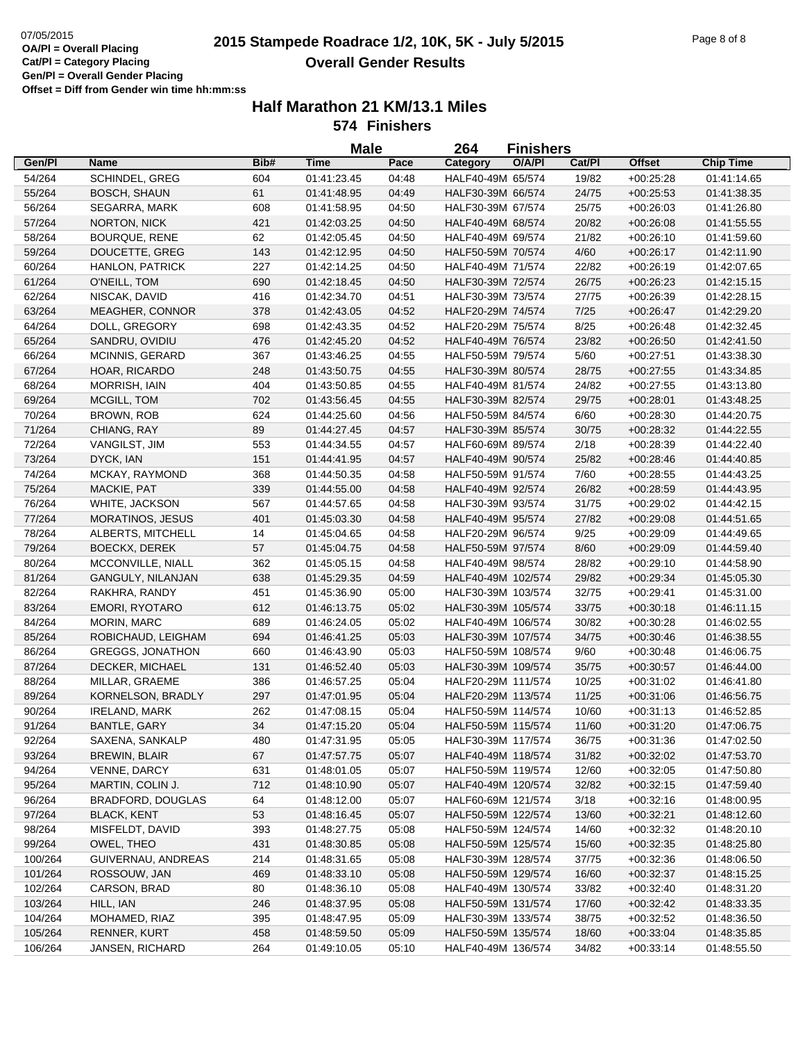07/05/2015
**OA/Pl = Overall Placing**
**Cat/Pl = Category Placing**
**Gen/Pl = Overall Gender Placing**
**Offset = Diff from Gender win time hh:mm:ss**

# 2015 Stampede Roadrace 1/2, 10K, 5K - July 5/2015
## Overall Gender Results

### Half Marathon 21 KM/13.1 Miles
### 574 Finishers

**Male 264 Finishers**

| Gen/Pl | Name | Bib# | Time | Pace | Category | O/A/Pl | Cat/Pl | Offset | Chip Time |
|---|---|---|---|---|---|---|---|---|---|
| 54/264 | SCHINDEL, GREG | 604 | 01:41:23.45 | 04:48 | HALF40-49M | 65/574 | 19/82 | +00:25:28 | 01:41:14.65 |
| 55/264 | BOSCH, SHAUN | 61 | 01:41:48.95 | 04:49 | HALF30-39M | 66/574 | 24/75 | +00:25:53 | 01:41:38.35 |
| 56/264 | SEGARRA, MARK | 608 | 01:41:58.95 | 04:50 | HALF30-39M | 67/574 | 25/75 | +00:26:03 | 01:41:26.80 |
| 57/264 | NORTON, NICK | 421 | 01:42:03.25 | 04:50 | HALF40-49M | 68/574 | 20/82 | +00:26:08 | 01:41:55.55 |
| 58/264 | BOURQUE, RENE | 62 | 01:42:05.45 | 04:50 | HALF40-49M | 69/574 | 21/82 | +00:26:10 | 01:41:59.60 |
| 59/264 | DOUCETTE, GREG | 143 | 01:42:12.95 | 04:50 | HALF50-59M | 70/574 | 4/60 | +00:26:17 | 01:42:11.90 |
| 60/264 | HANLON, PATRICK | 227 | 01:42:14.25 | 04:50 | HALF40-49M | 71/574 | 22/82 | +00:26:19 | 01:42:07.65 |
| 61/264 | O'NEILL, TOM | 690 | 01:42:18.45 | 04:50 | HALF30-39M | 72/574 | 26/75 | +00:26:23 | 01:42:15.15 |
| 62/264 | NISCAK, DAVID | 416 | 01:42:34.70 | 04:51 | HALF30-39M | 73/574 | 27/75 | +00:26:39 | 01:42:28.15 |
| 63/264 | MEAGHER, CONNOR | 378 | 01:42:43.05 | 04:52 | HALF20-29M | 74/574 | 7/25 | +00:26:47 | 01:42:29.20 |
| 64/264 | DOLL, GREGORY | 698 | 01:42:43.35 | 04:52 | HALF20-29M | 75/574 | 8/25 | +00:26:48 | 01:42:32.45 |
| 65/264 | SANDRU, OVIDIU | 476 | 01:42:45.20 | 04:52 | HALF40-49M | 76/574 | 23/82 | +00:26:50 | 01:42:41.50 |
| 66/264 | MCINNIS, GERARD | 367 | 01:43:46.25 | 04:55 | HALF50-59M | 79/574 | 5/60 | +00:27:51 | 01:43:38.30 |
| 67/264 | HOAR, RICARDO | 248 | 01:43:50.75 | 04:55 | HALF30-39M | 80/574 | 28/75 | +00:27:55 | 01:43:34.85 |
| 68/264 | MORRISH, IAIN | 404 | 01:43:50.85 | 04:55 | HALF40-49M | 81/574 | 24/82 | +00:27:55 | 01:43:13.80 |
| 69/264 | MCGILL, TOM | 702 | 01:43:56.45 | 04:55 | HALF30-39M | 82/574 | 29/75 | +00:28:01 | 01:43:48.25 |
| 70/264 | BROWN, ROB | 624 | 01:44:25.60 | 04:56 | HALF50-59M | 84/574 | 6/60 | +00:28:30 | 01:44:20.75 |
| 71/264 | CHIANG, RAY | 89 | 01:44:27.45 | 04:57 | HALF30-39M | 85/574 | 30/75 | +00:28:32 | 01:44:22.55 |
| 72/264 | VANGILST, JIM | 553 | 01:44:34.55 | 04:57 | HALF60-69M | 89/574 | 2/18 | +00:28:39 | 01:44:22.40 |
| 73/264 | DYCK, IAN | 151 | 01:44:41.95 | 04:57 | HALF40-49M | 90/574 | 25/82 | +00:28:46 | 01:44:40.85 |
| 74/264 | MCKAY, RAYMOND | 368 | 01:44:50.35 | 04:58 | HALF50-59M | 91/574 | 7/60 | +00:28:55 | 01:44:43.25 |
| 75/264 | MACKIE, PAT | 339 | 01:44:55.00 | 04:58 | HALF40-49M | 92/574 | 26/82 | +00:28:59 | 01:44:43.95 |
| 76/264 | WHITE, JACKSON | 567 | 01:44:57.65 | 04:58 | HALF30-39M | 93/574 | 31/75 | +00:29:02 | 01:44:42.15 |
| 77/264 | MORATINOS, JESUS | 401 | 01:45:03.30 | 04:58 | HALF40-49M | 95/574 | 27/82 | +00:29:08 | 01:44:51.65 |
| 78/264 | ALBERTS, MITCHELL | 14 | 01:45:04.65 | 04:58 | HALF20-29M | 96/574 | 9/25 | +00:29:09 | 01:44:49.65 |
| 79/264 | BOECKX, DEREK | 57 | 01:45:04.75 | 04:58 | HALF50-59M | 97/574 | 8/60 | +00:29:09 | 01:44:59.40 |
| 80/264 | MCCONVILLE, NIALL | 362 | 01:45:05.15 | 04:58 | HALF40-49M | 98/574 | 28/82 | +00:29:10 | 01:44:58.90 |
| 81/264 | GANGULY, NILANJAN | 638 | 01:45:29.35 | 04:59 | HALF40-49M | 102/574 | 29/82 | +00:29:34 | 01:45:05.30 |
| 82/264 | RAKHRA, RANDY | 451 | 01:45:36.90 | 05:00 | HALF30-39M | 103/574 | 32/75 | +00:29:41 | 01:45:31.00 |
| 83/264 | EMORI, RYOTARO | 612 | 01:46:13.75 | 05:02 | HALF30-39M | 105/574 | 33/75 | +00:30:18 | 01:46:11.15 |
| 84/264 | MORIN, MARC | 689 | 01:46:24.05 | 05:02 | HALF40-49M | 106/574 | 30/82 | +00:30:28 | 01:46:02.55 |
| 85/264 | ROBICHAUD, LEIGHAM | 694 | 01:46:41.25 | 05:03 | HALF30-39M | 107/574 | 34/75 | +00:30:46 | 01:46:38.55 |
| 86/264 | GREGGS, JONATHON | 660 | 01:46:43.90 | 05:03 | HALF50-59M | 108/574 | 9/60 | +00:30:48 | 01:46:06.75 |
| 87/264 | DECKER, MICHAEL | 131 | 01:46:52.40 | 05:03 | HALF30-39M | 109/574 | 35/75 | +00:30:57 | 01:46:44.00 |
| 88/264 | MILLAR, GRAEME | 386 | 01:46:57.25 | 05:04 | HALF20-29M | 111/574 | 10/25 | +00:31:02 | 01:46:41.80 |
| 89/264 | KORNELSON, BRADLY | 297 | 01:47:01.95 | 05:04 | HALF20-29M | 113/574 | 11/25 | +00:31:06 | 01:46:56.75 |
| 90/264 | IRELAND, MARK | 262 | 01:47:08.15 | 05:04 | HALF50-59M | 114/574 | 10/60 | +00:31:13 | 01:46:52.85 |
| 91/264 | BANTLE, GARY | 34 | 01:47:15.20 | 05:04 | HALF50-59M | 115/574 | 11/60 | +00:31:20 | 01:47:06.75 |
| 92/264 | SAXENA, SANKALP | 480 | 01:47:31.95 | 05:05 | HALF30-39M | 117/574 | 36/75 | +00:31:36 | 01:47:02.50 |
| 93/264 | BREWIN, BLAIR | 67 | 01:47:57.75 | 05:07 | HALF40-49M | 118/574 | 31/82 | +00:32:02 | 01:47:53.70 |
| 94/264 | VENNE, DARCY | 631 | 01:48:01.05 | 05:07 | HALF50-59M | 119/574 | 12/60 | +00:32:05 | 01:47:50.80 |
| 95/264 | MARTIN, COLIN J. | 712 | 01:48:10.90 | 05:07 | HALF40-49M | 120/574 | 32/82 | +00:32:15 | 01:47:59.40 |
| 96/264 | BRADFORD, DOUGLAS | 64 | 01:48:12.00 | 05:07 | HALF60-69M | 121/574 | 3/18 | +00:32:16 | 01:48:00.95 |
| 97/264 | BLACK, KENT | 53 | 01:48:16.45 | 05:07 | HALF50-59M | 122/574 | 13/60 | +00:32:21 | 01:48:12.60 |
| 98/264 | MISFELDT, DAVID | 393 | 01:48:27.75 | 05:08 | HALF50-59M | 124/574 | 14/60 | +00:32:32 | 01:48:20.10 |
| 99/264 | OWEL, THEO | 431 | 01:48:30.85 | 05:08 | HALF50-59M | 125/574 | 15/60 | +00:32:35 | 01:48:25.80 |
| 100/264 | GUIVERNAU, ANDREAS | 214 | 01:48:31.65 | 05:08 | HALF30-39M | 128/574 | 37/75 | +00:32:36 | 01:48:06.50 |
| 101/264 | ROSSOUW, JAN | 469 | 01:48:33.10 | 05:08 | HALF50-59M | 129/574 | 16/60 | +00:32:37 | 01:48:15.25 |
| 102/264 | CARSON, BRAD | 80 | 01:48:36.10 | 05:08 | HALF40-49M | 130/574 | 33/82 | +00:32:40 | 01:48:31.20 |
| 103/264 | HILL, IAN | 246 | 01:48:37.95 | 05:08 | HALF50-59M | 131/574 | 17/60 | +00:32:42 | 01:48:33.35 |
| 104/264 | MOHAMED, RIAZ | 395 | 01:48:47.95 | 05:09 | HALF30-39M | 133/574 | 38/75 | +00:32:52 | 01:48:36.50 |
| 105/264 | RENNER, KURT | 458 | 01:48:59.50 | 05:09 | HALF50-59M | 135/574 | 18/60 | +00:33:04 | 01:48:35.85 |
| 106/264 | JANSEN, RICHARD | 264 | 01:49:10.05 | 05:10 | HALF40-49M | 136/574 | 34/82 | +00:33:14 | 01:48:55.50 |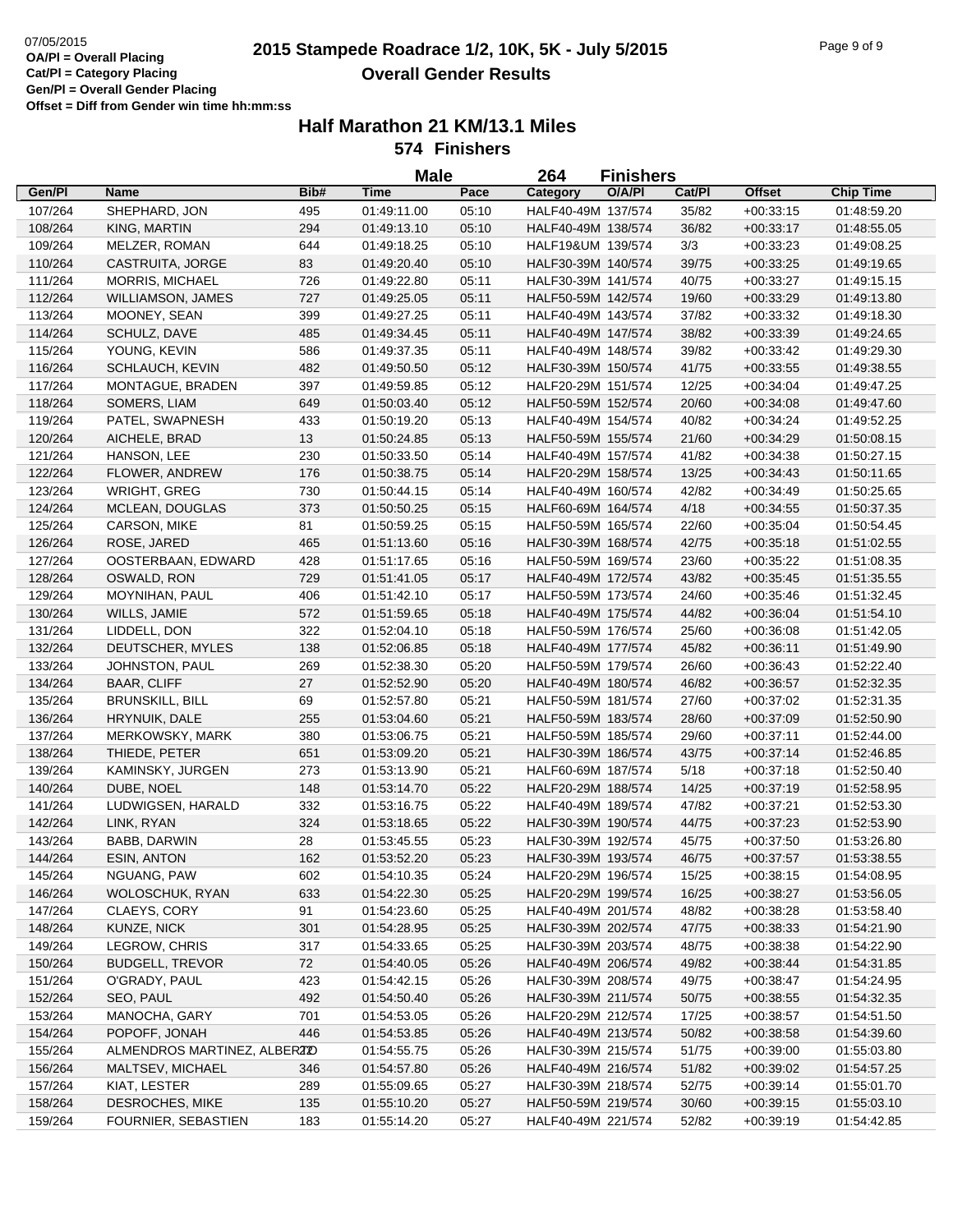07/05/2015
**OA/Pl = Overall Placing**
**Cat/Pl = Category Placing**
**Gen/Pl = Overall Gender Placing**
**Offset = Diff from Gender win time hh:mm:ss**

# 2015 Stampede Roadrace 1/2, 10K, 5K - July 5/2015
## Overall Gender Results

### Half Marathon 21 KM/13.1 Miles
### 574 Finishers

**Male** — **264 Finishers**

| Gen/Pl | Name | Bib# | Time | Pace | Category | O/A/Pl | Cat/Pl | Offset | Chip Time |
|---|---|---|---|---|---|---|---|---|---|
| 107/264 | SHEPHARD, JON | 495 | 01:49:11.00 | 05:10 | HALF40-49M | 137/574 | 35/82 | +00:33:15 | 01:48:59.20 |
| 108/264 | KING, MARTIN | 294 | 01:49:13.10 | 05:10 | HALF40-49M | 138/574 | 36/82 | +00:33:17 | 01:48:55.05 |
| 109/264 | MELZER, ROMAN | 644 | 01:49:18.25 | 05:10 | HALF19&UM | 139/574 | 3/3 | +00:33:23 | 01:49:08.25 |
| 110/264 | CASTRUITA, JORGE | 83 | 01:49:20.40 | 05:10 | HALF30-39M | 140/574 | 39/75 | +00:33:25 | 01:49:19.65 |
| 111/264 | MORRIS, MICHAEL | 726 | 01:49:22.80 | 05:11 | HALF30-39M | 141/574 | 40/75 | +00:33:27 | 01:49:15.15 |
| 112/264 | WILLIAMSON, JAMES | 727 | 01:49:25.05 | 05:11 | HALF50-59M | 142/574 | 19/60 | +00:33:29 | 01:49:13.80 |
| 113/264 | MOONEY, SEAN | 399 | 01:49:27.25 | 05:11 | HALF40-49M | 143/574 | 37/82 | +00:33:32 | 01:49:18.30 |
| 114/264 | SCHULZ, DAVE | 485 | 01:49:34.45 | 05:11 | HALF40-49M | 147/574 | 38/82 | +00:33:39 | 01:49:24.65 |
| 115/264 | YOUNG, KEVIN | 586 | 01:49:37.35 | 05:11 | HALF40-49M | 148/574 | 39/82 | +00:33:42 | 01:49:29.30 |
| 116/264 | SCHLAUCH, KEVIN | 482 | 01:49:50.50 | 05:12 | HALF30-39M | 150/574 | 41/75 | +00:33:55 | 01:49:38.55 |
| 117/264 | MONTAGUE, BRADEN | 397 | 01:49:59.85 | 05:12 | HALF20-29M | 151/574 | 12/25 | +00:34:04 | 01:49:47.25 |
| 118/264 | SOMERS, LIAM | 649 | 01:50:03.40 | 05:12 | HALF50-59M | 152/574 | 20/60 | +00:34:08 | 01:49:47.60 |
| 119/264 | PATEL, SWAPNESH | 433 | 01:50:19.20 | 05:13 | HALF40-49M | 154/574 | 40/82 | +00:34:24 | 01:49:52.25 |
| 120/264 | AICHELE, BRAD | 13 | 01:50:24.85 | 05:13 | HALF50-59M | 155/574 | 21/60 | +00:34:29 | 01:50:08.15 |
| 121/264 | HANSON, LEE | 230 | 01:50:33.50 | 05:14 | HALF40-49M | 157/574 | 41/82 | +00:34:38 | 01:50:27.15 |
| 122/264 | FLOWER, ANDREW | 176 | 01:50:38.75 | 05:14 | HALF20-29M | 158/574 | 13/25 | +00:34:43 | 01:50:11.65 |
| 123/264 | WRIGHT, GREG | 730 | 01:50:44.15 | 05:14 | HALF40-49M | 160/574 | 42/82 | +00:34:49 | 01:50:25.65 |
| 124/264 | MCLEAN, DOUGLAS | 373 | 01:50:50.25 | 05:15 | HALF60-69M | 164/574 | 4/18 | +00:34:55 | 01:50:37.35 |
| 125/264 | CARSON, MIKE | 81 | 01:50:59.25 | 05:15 | HALF50-59M | 165/574 | 22/60 | +00:35:04 | 01:50:54.45 |
| 126/264 | ROSE, JARED | 465 | 01:51:13.60 | 05:16 | HALF30-39M | 168/574 | 42/75 | +00:35:18 | 01:51:02.55 |
| 127/264 | OOSTERBAAN, EDWARD | 428 | 01:51:17.65 | 05:16 | HALF50-59M | 169/574 | 23/60 | +00:35:22 | 01:51:08.35 |
| 128/264 | OSWALD, RON | 729 | 01:51:41.05 | 05:17 | HALF40-49M | 172/574 | 43/82 | +00:35:45 | 01:51:35.55 |
| 129/264 | MOYNIHAN, PAUL | 406 | 01:51:42.10 | 05:17 | HALF50-59M | 173/574 | 24/60 | +00:35:46 | 01:51:32.45 |
| 130/264 | WILLS, JAMIE | 572 | 01:51:59.65 | 05:18 | HALF40-49M | 175/574 | 44/82 | +00:36:04 | 01:51:54.10 |
| 131/264 | LIDDELL, DON | 322 | 01:52:04.10 | 05:18 | HALF50-59M | 176/574 | 25/60 | +00:36:08 | 01:51:42.05 |
| 132/264 | DEUTSCHER, MYLES | 138 | 01:52:06.85 | 05:18 | HALF40-49M | 177/574 | 45/82 | +00:36:11 | 01:51:49.90 |
| 133/264 | JOHNSTON, PAUL | 269 | 01:52:38.30 | 05:20 | HALF50-59M | 179/574 | 26/60 | +00:36:43 | 01:52:22.40 |
| 134/264 | BAAR, CLIFF | 27 | 01:52:52.90 | 05:20 | HALF40-49M | 180/574 | 46/82 | +00:36:57 | 01:52:32.35 |
| 135/264 | BRUNSKILL, BILL | 69 | 01:52:57.80 | 05:21 | HALF50-59M | 181/574 | 27/60 | +00:37:02 | 01:52:31.35 |
| 136/264 | HRYNUIK, DALE | 255 | 01:53:04.60 | 05:21 | HALF50-59M | 183/574 | 28/60 | +00:37:09 | 01:52:50.90 |
| 137/264 | MERKOWSKY, MARK | 380 | 01:53:06.75 | 05:21 | HALF50-59M | 185/574 | 29/60 | +00:37:11 | 01:52:44.00 |
| 138/264 | THIEDE, PETER | 651 | 01:53:09.20 | 05:21 | HALF30-39M | 186/574 | 43/75 | +00:37:14 | 01:52:46.85 |
| 139/264 | KAMINSKY, JURGEN | 273 | 01:53:13.90 | 05:21 | HALF60-69M | 187/574 | 5/18 | +00:37:18 | 01:52:50.40 |
| 140/264 | DUBE, NOEL | 148 | 01:53:14.70 | 05:22 | HALF20-29M | 188/574 | 14/25 | +00:37:19 | 01:52:58.95 |
| 141/264 | LUDWIGSEN, HARALD | 332 | 01:53:16.75 | 05:22 | HALF40-49M | 189/574 | 47/82 | +00:37:21 | 01:52:53.30 |
| 142/264 | LINK, RYAN | 324 | 01:53:18.65 | 05:22 | HALF30-39M | 190/574 | 44/75 | +00:37:23 | 01:52:53.90 |
| 143/264 | BABB, DARWIN | 28 | 01:53:45.55 | 05:23 | HALF30-39M | 192/574 | 45/75 | +00:37:50 | 01:53:26.80 |
| 144/264 | ESIN, ANTON | 162 | 01:53:52.20 | 05:23 | HALF30-39M | 193/574 | 46/75 | +00:37:57 | 01:53:38.55 |
| 145/264 | NGUANG, PAW | 602 | 01:54:10.35 | 05:24 | HALF20-29M | 196/574 | 15/25 | +00:38:15 | 01:54:08.95 |
| 146/264 | WOLOSCHUK, RYAN | 633 | 01:54:22.30 | 05:25 | HALF20-29M | 199/574 | 16/25 | +00:38:27 | 01:53:56.05 |
| 147/264 | CLAEYS, CORY | 91 | 01:54:23.60 | 05:25 | HALF40-49M | 201/574 | 48/82 | +00:38:28 | 01:53:58.40 |
| 148/264 | KUNZE, NICK | 301 | 01:54:28.95 | 05:25 | HALF30-39M | 202/574 | 47/75 | +00:38:33 | 01:54:21.90 |
| 149/264 | LEGROW, CHRIS | 317 | 01:54:33.65 | 05:25 | HALF30-39M | 203/574 | 48/75 | +00:38:38 | 01:54:22.90 |
| 150/264 | BUDGELL, TREVOR | 72 | 01:54:40.05 | 05:26 | HALF40-49M | 206/574 | 49/82 | +00:38:44 | 01:54:31.85 |
| 151/264 | O'GRADY, PAUL | 423 | 01:54:42.15 | 05:26 | HALF30-39M | 208/574 | 49/75 | +00:38:47 | 01:54:24.95 |
| 152/264 | SEO, PAUL | 492 | 01:54:50.40 | 05:26 | HALF30-39M | 211/574 | 50/75 | +00:38:55 | 01:54:32.35 |
| 153/264 | MANOCHA, GARY | 701 | 01:54:53.05 | 05:26 | HALF20-29M | 212/574 | 17/25 | +00:38:57 | 01:54:51.50 |
| 154/264 | POPOFF, JONAH | 446 | 01:54:53.85 | 05:26 | HALF40-49M | 213/574 | 50/82 | +00:38:58 | 01:54:39.60 |
| 155/264 | ALMENDROS MARTINEZ, ALBERTO | 22 | 01:54:55.75 | 05:26 | HALF30-39M | 215/574 | 51/75 | +00:39:00 | 01:55:03.80 |
| 156/264 | MALTSEV, MICHAEL | 346 | 01:54:57.80 | 05:26 | HALF40-49M | 216/574 | 51/82 | +00:39:02 | 01:54:57.25 |
| 157/264 | KIAT, LESTER | 289 | 01:55:09.65 | 05:27 | HALF30-39M | 218/574 | 52/75 | +00:39:14 | 01:55:01.70 |
| 158/264 | DESROCHES, MIKE | 135 | 01:55:10.20 | 05:27 | HALF50-59M | 219/574 | 30/60 | +00:39:15 | 01:55:03.10 |
| 159/264 | FOURNIER, SEBASTIEN | 183 | 01:55:14.20 | 05:27 | HALF40-49M | 221/574 | 52/82 | +00:39:19 | 01:54:42.85 |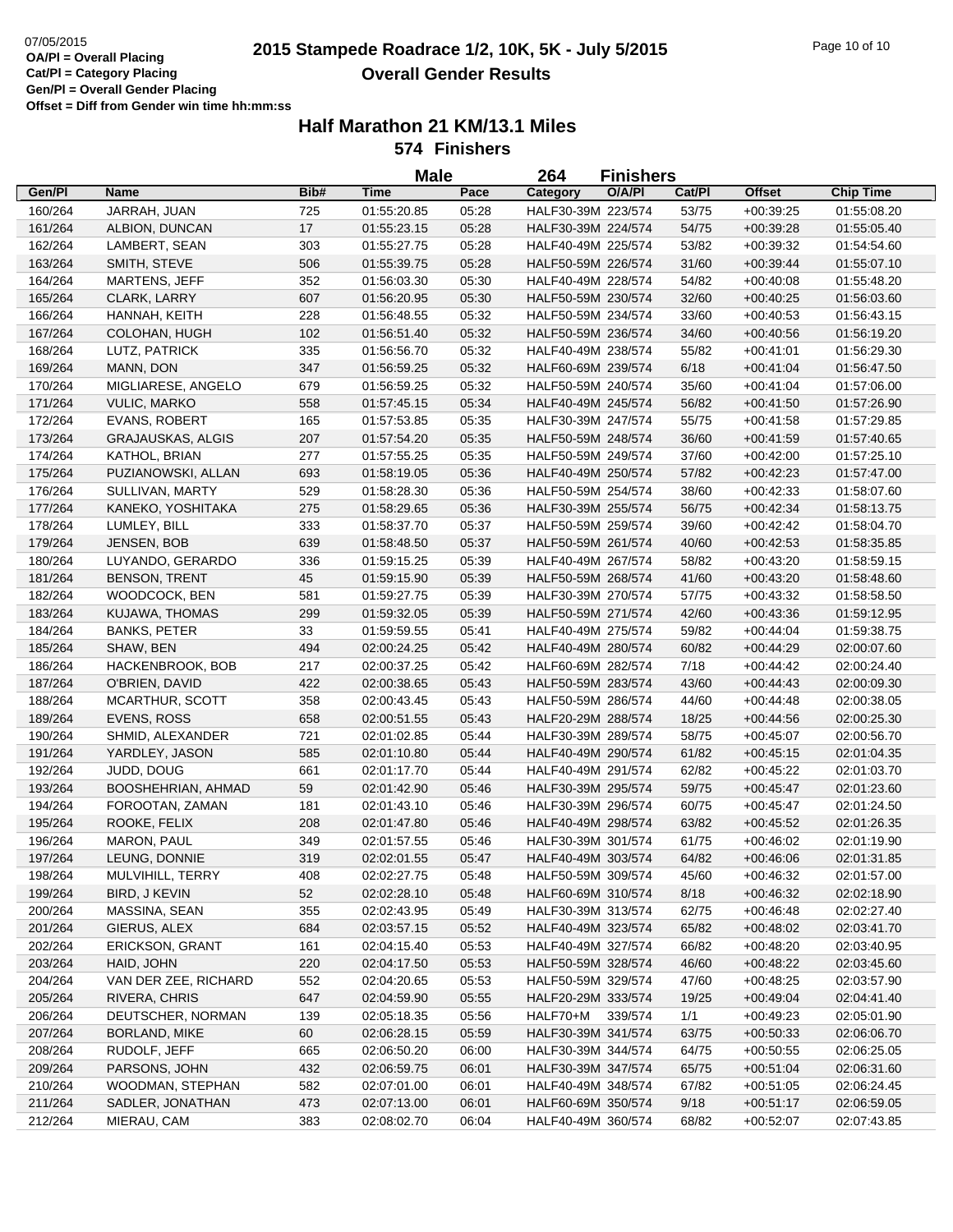# 2015 Stampede Roadrace 1/2, 10K, 5K - July 5/2015

## Overall Gender Results

07/05/2015
**OA/Pl = Overall Placing**
**Cat/Pl = Category Placing**
**Gen/Pl = Overall Gender Placing**
**Offset = Diff from Gender win time hh:mm:ss**

### Half Marathon 21 KM/13.1 Miles

**574 Finishers**

**Male 264 Finishers**

| Gen/Pl | Name | Bib# | Time | Pace | Category | O/A/Pl | Cat/Pl | Offset | Chip Time |
|---|---|---|---|---|---|---|---|---|---|
| 160/264 | JARRAH, JUAN | 725 | 01:55:20.85 | 05:28 | HALF30-39M | 223/574 | 53/75 | +00:39:25 | 01:55:08.20 |
| 161/264 | ALBION, DUNCAN | 17 | 01:55:23.15 | 05:28 | HALF30-39M | 224/574 | 54/75 | +00:39:28 | 01:55:05.40 |
| 162/264 | LAMBERT, SEAN | 303 | 01:55:27.75 | 05:28 | HALF40-49M | 225/574 | 53/82 | +00:39:32 | 01:54:54.60 |
| 163/264 | SMITH, STEVE | 506 | 01:55:39.75 | 05:28 | HALF50-59M | 226/574 | 31/60 | +00:39:44 | 01:55:07.10 |
| 164/264 | MARTENS, JEFF | 352 | 01:56:03.30 | 05:30 | HALF40-49M | 228/574 | 54/82 | +00:40:08 | 01:55:48.20 |
| 165/264 | CLARK, LARRY | 607 | 01:56:20.95 | 05:30 | HALF50-59M | 230/574 | 32/60 | +00:40:25 | 01:56:03.60 |
| 166/264 | HANNAH, KEITH | 228 | 01:56:48.55 | 05:32 | HALF50-59M | 234/574 | 33/60 | +00:40:53 | 01:56:43.15 |
| 167/264 | COLOHAN, HUGH | 102 | 01:56:51.40 | 05:32 | HALF50-59M | 236/574 | 34/60 | +00:40:56 | 01:56:19.20 |
| 168/264 | LUTZ, PATRICK | 335 | 01:56:56.70 | 05:32 | HALF40-49M | 238/574 | 55/82 | +00:41:01 | 01:56:29.30 |
| 169/264 | MANN, DON | 347 | 01:56:59.25 | 05:32 | HALF60-69M | 239/574 | 6/18 | +00:41:04 | 01:56:47.50 |
| 170/264 | MIGLIARESE, ANGELO | 679 | 01:56:59.25 | 05:32 | HALF50-59M | 240/574 | 35/60 | +00:41:04 | 01:57:06.00 |
| 171/264 | VULIC, MARKO | 558 | 01:57:45.15 | 05:34 | HALF40-49M | 245/574 | 56/82 | +00:41:50 | 01:57:26.90 |
| 172/264 | EVANS, ROBERT | 165 | 01:57:53.85 | 05:35 | HALF30-39M | 247/574 | 55/75 | +00:41:58 | 01:57:29.85 |
| 173/264 | GRAJAUSKAS, ALGIS | 207 | 01:57:54.20 | 05:35 | HALF50-59M | 248/574 | 36/60 | +00:41:59 | 01:57:40.65 |
| 174/264 | KATHOL, BRIAN | 277 | 01:57:55.25 | 05:35 | HALF50-59M | 249/574 | 37/60 | +00:42:00 | 01:57:25.10 |
| 175/264 | PUZIANOWSKI, ALLAN | 693 | 01:58:19.05 | 05:36 | HALF40-49M | 250/574 | 57/82 | +00:42:23 | 01:57:47.00 |
| 176/264 | SULLIVAN, MARTY | 529 | 01:58:28.30 | 05:36 | HALF50-59M | 254/574 | 38/60 | +00:42:33 | 01:58:07.60 |
| 177/264 | KANEKO, YOSHITAKA | 275 | 01:58:29.65 | 05:36 | HALF30-39M | 255/574 | 56/75 | +00:42:34 | 01:58:13.75 |
| 178/264 | LUMLEY, BILL | 333 | 01:58:37.70 | 05:37 | HALF50-59M | 259/574 | 39/60 | +00:42:42 | 01:58:04.70 |
| 179/264 | JENSEN, BOB | 639 | 01:58:48.50 | 05:37 | HALF50-59M | 261/574 | 40/60 | +00:42:53 | 01:58:35.85 |
| 180/264 | LUYANDO, GERARDO | 336 | 01:59:15.25 | 05:39 | HALF40-49M | 267/574 | 58/82 | +00:43:20 | 01:58:59.15 |
| 181/264 | BENSON, TRENT | 45 | 01:59:15.90 | 05:39 | HALF50-59M | 268/574 | 41/60 | +00:43:20 | 01:58:48.60 |
| 182/264 | WOODCOCK, BEN | 581 | 01:59:27.75 | 05:39 | HALF30-39M | 270/574 | 57/75 | +00:43:32 | 01:58:58.50 |
| 183/264 | KUJAWA, THOMAS | 299 | 01:59:32.05 | 05:39 | HALF50-59M | 271/574 | 42/60 | +00:43:36 | 01:59:12.95 |
| 184/264 | BANKS, PETER | 33 | 01:59:59.55 | 05:41 | HALF40-49M | 275/574 | 59/82 | +00:44:04 | 01:59:38.75 |
| 185/264 | SHAW, BEN | 494 | 02:00:24.25 | 05:42 | HALF40-49M | 280/574 | 60/82 | +00:44:29 | 02:00:07.60 |
| 186/264 | HACKENBROOK, BOB | 217 | 02:00:37.25 | 05:42 | HALF60-69M | 282/574 | 7/18 | +00:44:42 | 02:00:24.40 |
| 187/264 | O'BRIEN, DAVID | 422 | 02:00:38.65 | 05:43 | HALF50-59M | 283/574 | 43/60 | +00:44:43 | 02:00:09.30 |
| 188/264 | MCARTHUR, SCOTT | 358 | 02:00:43.45 | 05:43 | HALF50-59M | 286/574 | 44/60 | +00:44:48 | 02:00:38.05 |
| 189/264 | EVENS, ROSS | 658 | 02:00:51.55 | 05:43 | HALF20-29M | 288/574 | 18/25 | +00:44:56 | 02:00:25.30 |
| 190/264 | SHMID, ALEXANDER | 721 | 02:01:02.85 | 05:44 | HALF30-39M | 289/574 | 58/75 | +00:45:07 | 02:00:56.70 |
| 191/264 | YARDLEY, JASON | 585 | 02:01:10.80 | 05:44 | HALF40-49M | 290/574 | 61/82 | +00:45:15 | 02:01:04.35 |
| 192/264 | JUDD, DOUG | 661 | 02:01:17.70 | 05:44 | HALF40-49M | 291/574 | 62/82 | +00:45:22 | 02:01:03.70 |
| 193/264 | BOOSHEHRIAN, AHMAD | 59 | 02:01:42.90 | 05:46 | HALF30-39M | 295/574 | 59/75 | +00:45:47 | 02:01:23.60 |
| 194/264 | FOROOTAN, ZAMAN | 181 | 02:01:43.10 | 05:46 | HALF30-39M | 296/574 | 60/75 | +00:45:47 | 02:01:24.50 |
| 195/264 | ROOKE, FELIX | 208 | 02:01:47.80 | 05:46 | HALF40-49M | 298/574 | 63/82 | +00:45:52 | 02:01:26.35 |
| 196/264 | MARON, PAUL | 349 | 02:01:57.55 | 05:46 | HALF30-39M | 301/574 | 61/75 | +00:46:02 | 02:01:19.90 |
| 197/264 | LEUNG, DONNIE | 319 | 02:02:01.55 | 05:47 | HALF40-49M | 303/574 | 64/82 | +00:46:06 | 02:01:31.85 |
| 198/264 | MULVIHILL, TERRY | 408 | 02:02:27.75 | 05:48 | HALF50-59M | 309/574 | 45/60 | +00:46:32 | 02:01:57.00 |
| 199/264 | BIRD, J KEVIN | 52 | 02:02:28.10 | 05:48 | HALF60-69M | 310/574 | 8/18 | +00:46:32 | 02:02:18.90 |
| 200/264 | MASSINA, SEAN | 355 | 02:02:43.95 | 05:49 | HALF30-39M | 313/574 | 62/75 | +00:46:48 | 02:02:27.40 |
| 201/264 | GIERUS, ALEX | 684 | 02:03:57.15 | 05:52 | HALF40-49M | 323/574 | 65/82 | +00:48:02 | 02:03:41.70 |
| 202/264 | ERICKSON, GRANT | 161 | 02:04:15.40 | 05:53 | HALF40-49M | 327/574 | 66/82 | +00:48:20 | 02:03:40.95 |
| 203/264 | HAID, JOHN | 220 | 02:04:17.50 | 05:53 | HALF50-59M | 328/574 | 46/60 | +00:48:22 | 02:03:45.60 |
| 204/264 | VAN DER ZEE, RICHARD | 552 | 02:04:20.65 | 05:53 | HALF50-59M | 329/574 | 47/60 | +00:48:25 | 02:03:57.90 |
| 205/264 | RIVERA, CHRIS | 647 | 02:04:59.90 | 05:55 | HALF20-29M | 333/574 | 19/25 | +00:49:04 | 02:04:41.40 |
| 206/264 | DEUTSCHER, NORMAN | 139 | 02:05:18.35 | 05:56 | HALF70+M | 339/574 | 1/1 | +00:49:23 | 02:05:01.90 |
| 207/264 | BORLAND, MIKE | 60 | 02:06:28.15 | 05:59 | HALF30-39M | 341/574 | 63/75 | +00:50:33 | 02:06:06.70 |
| 208/264 | RUDOLF, JEFF | 665 | 02:06:50.20 | 06:00 | HALF30-39M | 344/574 | 64/75 | +00:50:55 | 02:06:25.05 |
| 209/264 | PARSONS, JOHN | 432 | 02:06:59.75 | 06:01 | HALF30-39M | 347/574 | 65/75 | +00:51:04 | 02:06:31.60 |
| 210/264 | WOODMAN, STEPHAN | 582 | 02:07:01.00 | 06:01 | HALF40-49M | 348/574 | 67/82 | +00:51:05 | 02:06:24.45 |
| 211/264 | SADLER, JONATHAN | 473 | 02:07:13.00 | 06:01 | HALF60-69M | 350/574 | 9/18 | +00:51:17 | 02:06:59.05 |
| 212/264 | MIERAU, CAM | 383 | 02:08:02.70 | 06:04 | HALF40-49M | 360/574 | 68/82 | +00:52:07 | 02:07:43.85 |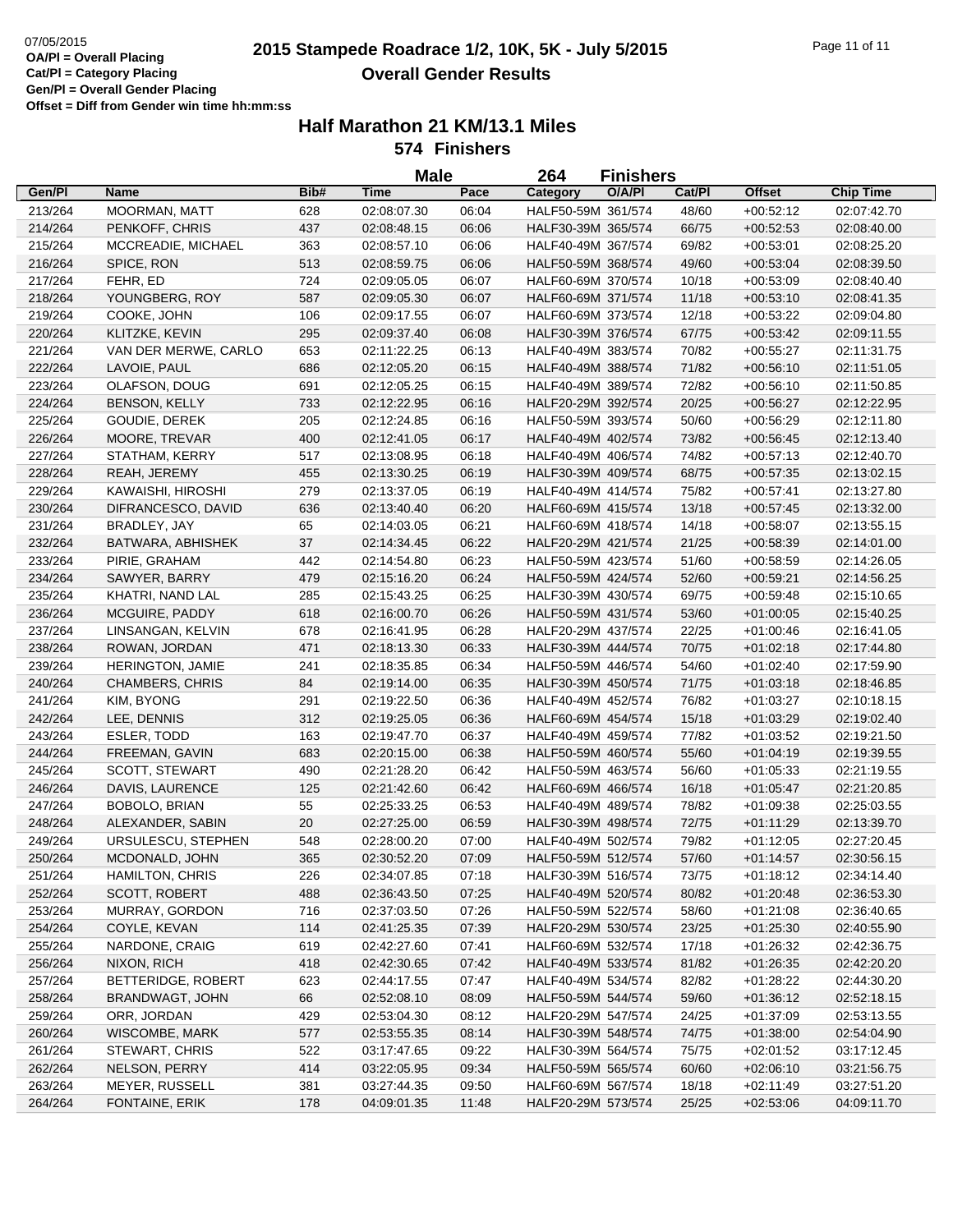07/05/2015
**OA/Pl = Overall Placing**
**Cat/Pl = Category Placing**
**Gen/Pl = Overall Gender Placing**
**Offset = Diff from Gender win time hh:mm:ss**

# 2015 Stampede Roadrace 1/2, 10K, 5K - July 5/2015
## Overall Gender Results

### Half Marathon 21 KM/13.1 Miles
### 574 Finishers

**Male 264 Finishers**

| Gen/Pl | Name | Bib# | Time | Pace | Category | O/A/Pl | Cat/Pl | Offset | Chip Time |
|---|---|---|---|---|---|---|---|---|---|
| 213/264 | MOORMAN, MATT | 628 | 02:08:07.30 | 06:04 | HALF50-59M | 361/574 | 48/60 | +00:52:12 | 02:07:42.70 |
| 214/264 | PENKOFF, CHRIS | 437 | 02:08:48.15 | 06:06 | HALF30-39M | 365/574 | 66/75 | +00:52:53 | 02:08:40.00 |
| 215/264 | MCCREADIE, MICHAEL | 363 | 02:08:57.10 | 06:06 | HALF40-49M | 367/574 | 69/82 | +00:53:01 | 02:08:25.20 |
| 216/264 | SPICE, RON | 513 | 02:08:59.75 | 06:06 | HALF50-59M | 368/574 | 49/60 | +00:53:04 | 02:08:39.50 |
| 217/264 | FEHR, ED | 724 | 02:09:05.05 | 06:07 | HALF60-69M | 370/574 | 10/18 | +00:53:09 | 02:08:40.40 |
| 218/264 | YOUNGBERG, ROY | 587 | 02:09:05.30 | 06:07 | HALF60-69M | 371/574 | 11/18 | +00:53:10 | 02:08:41.35 |
| 219/264 | COOKE, JOHN | 106 | 02:09:17.55 | 06:07 | HALF60-69M | 373/574 | 12/18 | +00:53:22 | 02:09:04.80 |
| 220/264 | KLITZKE, KEVIN | 295 | 02:09:37.40 | 06:08 | HALF30-39M | 376/574 | 67/75 | +00:53:42 | 02:09:11.55 |
| 221/264 | VAN DER MERWE, CARLO | 653 | 02:11:22.25 | 06:13 | HALF40-49M | 383/574 | 70/82 | +00:55:27 | 02:11:31.75 |
| 222/264 | LAVOIE, PAUL | 686 | 02:12:05.20 | 06:15 | HALF40-49M | 388/574 | 71/82 | +00:56:10 | 02:11:51.05 |
| 223/264 | OLAFSON, DOUG | 691 | 02:12:05.25 | 06:15 | HALF40-49M | 389/574 | 72/82 | +00:56:10 | 02:11:50.85 |
| 224/264 | BENSON, KELLY | 733 | 02:12:22.95 | 06:16 | HALF20-29M | 392/574 | 20/25 | +00:56:27 | 02:12:22.95 |
| 225/264 | GOUDIE, DEREK | 205 | 02:12:24.85 | 06:16 | HALF50-59M | 393/574 | 50/60 | +00:56:29 | 02:12:11.80 |
| 226/264 | MOORE, TREVAR | 400 | 02:12:41.05 | 06:17 | HALF40-49M | 402/574 | 73/82 | +00:56:45 | 02:12:13.40 |
| 227/264 | STATHAM, KERRY | 517 | 02:13:08.95 | 06:18 | HALF40-49M | 406/574 | 74/82 | +00:57:13 | 02:12:40.70 |
| 228/264 | REAH, JEREMY | 455 | 02:13:30.25 | 06:19 | HALF30-39M | 409/574 | 68/75 | +00:57:35 | 02:13:02.15 |
| 229/264 | KAWAISHI, HIROSHI | 279 | 02:13:37.05 | 06:19 | HALF40-49M | 414/574 | 75/82 | +00:57:41 | 02:13:27.80 |
| 230/264 | DIFRANCESCO, DAVID | 636 | 02:13:40.40 | 06:20 | HALF60-69M | 415/574 | 13/18 | +00:57:45 | 02:13:32.00 |
| 231/264 | BRADLEY, JAY | 65 | 02:14:03.05 | 06:21 | HALF60-69M | 418/574 | 14/18 | +00:58:07 | 02:13:55.15 |
| 232/264 | BATWARA, ABHISHEK | 37 | 02:14:34.45 | 06:22 | HALF20-29M | 421/574 | 21/25 | +00:58:39 | 02:14:01.00 |
| 233/264 | PIRIE, GRAHAM | 442 | 02:14:54.80 | 06:23 | HALF50-59M | 423/574 | 51/60 | +00:58:59 | 02:14:26.05 |
| 234/264 | SAWYER, BARRY | 479 | 02:15:16.20 | 06:24 | HALF50-59M | 424/574 | 52/60 | +00:59:21 | 02:14:56.25 |
| 235/264 | KHATRI, NAND LAL | 285 | 02:15:43.25 | 06:25 | HALF30-39M | 430/574 | 69/75 | +00:59:48 | 02:15:10.65 |
| 236/264 | MCGUIRE, PADDY | 618 | 02:16:00.70 | 06:26 | HALF50-59M | 431/574 | 53/60 | +01:00:05 | 02:15:40.25 |
| 237/264 | LINSANGAN, KELVIN | 678 | 02:16:41.95 | 06:28 | HALF20-29M | 437/574 | 22/25 | +01:00:46 | 02:16:41.05 |
| 238/264 | ROWAN, JORDAN | 471 | 02:18:13.30 | 06:33 | HALF30-39M | 444/574 | 70/75 | +01:02:18 | 02:17:44.80 |
| 239/264 | HERINGTON, JAMIE | 241 | 02:18:35.85 | 06:34 | HALF50-59M | 446/574 | 54/60 | +01:02:40 | 02:17:59.90 |
| 240/264 | CHAMBERS, CHRIS | 84 | 02:19:14.00 | 06:35 | HALF30-39M | 450/574 | 71/75 | +01:03:18 | 02:18:46.85 |
| 241/264 | KIM, BYONG | 291 | 02:19:22.50 | 06:36 | HALF40-49M | 452/574 | 76/82 | +01:03:27 | 02:10:18.15 |
| 242/264 | LEE, DENNIS | 312 | 02:19:25.05 | 06:36 | HALF60-69M | 454/574 | 15/18 | +01:03:29 | 02:19:02.40 |
| 243/264 | ESLER, TODD | 163 | 02:19:47.70 | 06:37 | HALF40-49M | 459/574 | 77/82 | +01:03:52 | 02:19:21.50 |
| 244/264 | FREEMAN, GAVIN | 683 | 02:20:15.00 | 06:38 | HALF50-59M | 460/574 | 55/60 | +01:04:19 | 02:19:39.55 |
| 245/264 | SCOTT, STEWART | 490 | 02:21:28.20 | 06:42 | HALF50-59M | 463/574 | 56/60 | +01:05:33 | 02:21:19.55 |
| 246/264 | DAVIS, LAURENCE | 125 | 02:21:42.60 | 06:42 | HALF60-69M | 466/574 | 16/18 | +01:05:47 | 02:21:20.85 |
| 247/264 | BOBOLO, BRIAN | 55 | 02:25:33.25 | 06:53 | HALF40-49M | 489/574 | 78/82 | +01:09:38 | 02:25:03.55 |
| 248/264 | ALEXANDER, SABIN | 20 | 02:27:25.00 | 06:59 | HALF30-39M | 498/574 | 72/75 | +01:11:29 | 02:13:39.70 |
| 249/264 | URSULESCU, STEPHEN | 548 | 02:28:00.20 | 07:00 | HALF40-49M | 502/574 | 79/82 | +01:12:05 | 02:27:20.45 |
| 250/264 | MCDONALD, JOHN | 365 | 02:30:52.20 | 07:09 | HALF50-59M | 512/574 | 57/60 | +01:14:57 | 02:30:56.15 |
| 251/264 | HAMILTON, CHRIS | 226 | 02:34:07.85 | 07:18 | HALF30-39M | 516/574 | 73/75 | +01:18:12 | 02:34:14.40 |
| 252/264 | SCOTT, ROBERT | 488 | 02:36:43.50 | 07:25 | HALF40-49M | 520/574 | 80/82 | +01:20:48 | 02:36:53.30 |
| 253/264 | MURRAY, GORDON | 716 | 02:37:03.50 | 07:26 | HALF50-59M | 522/574 | 58/60 | +01:21:08 | 02:36:40.65 |
| 254/264 | COYLE, KEVAN | 114 | 02:41:25.35 | 07:39 | HALF20-29M | 530/574 | 23/25 | +01:25:30 | 02:40:55.90 |
| 255/264 | NARDONE, CRAIG | 619 | 02:42:27.60 | 07:41 | HALF60-69M | 532/574 | 17/18 | +01:26:32 | 02:42:36.75 |
| 256/264 | NIXON, RICH | 418 | 02:42:30.65 | 07:42 | HALF40-49M | 533/574 | 81/82 | +01:26:35 | 02:42:20.20 |
| 257/264 | BETTERIDGE, ROBERT | 623 | 02:44:17.55 | 07:47 | HALF40-49M | 534/574 | 82/82 | +01:28:22 | 02:44:30.20 |
| 258/264 | BRANDWAGT, JOHN | 66 | 02:52:08.10 | 08:09 | HALF50-59M | 544/574 | 59/60 | +01:36:12 | 02:52:18.15 |
| 259/264 | ORR, JORDAN | 429 | 02:53:04.30 | 08:12 | HALF20-29M | 547/574 | 24/25 | +01:37:09 | 02:53:13.55 |
| 260/264 | WISCOMBE, MARK | 577 | 02:53:55.35 | 08:14 | HALF30-39M | 548/574 | 74/75 | +01:38:00 | 02:54:04.90 |
| 261/264 | STEWART, CHRIS | 522 | 03:17:47.65 | 09:22 | HALF30-39M | 564/574 | 75/75 | +02:01:52 | 03:17:12.45 |
| 262/264 | NELSON, PERRY | 414 | 03:22:05.95 | 09:34 | HALF50-59M | 565/574 | 60/60 | +02:06:10 | 03:21:56.75 |
| 263/264 | MEYER, RUSSELL | 381 | 03:27:44.35 | 09:50 | HALF60-69M | 567/574 | 18/18 | +02:11:49 | 03:27:51.20 |
| 264/264 | FONTAINE, ERIK | 178 | 04:09:01.35 | 11:48 | HALF20-29M | 573/574 | 25/25 | +02:53:06 | 04:09:11.70 |